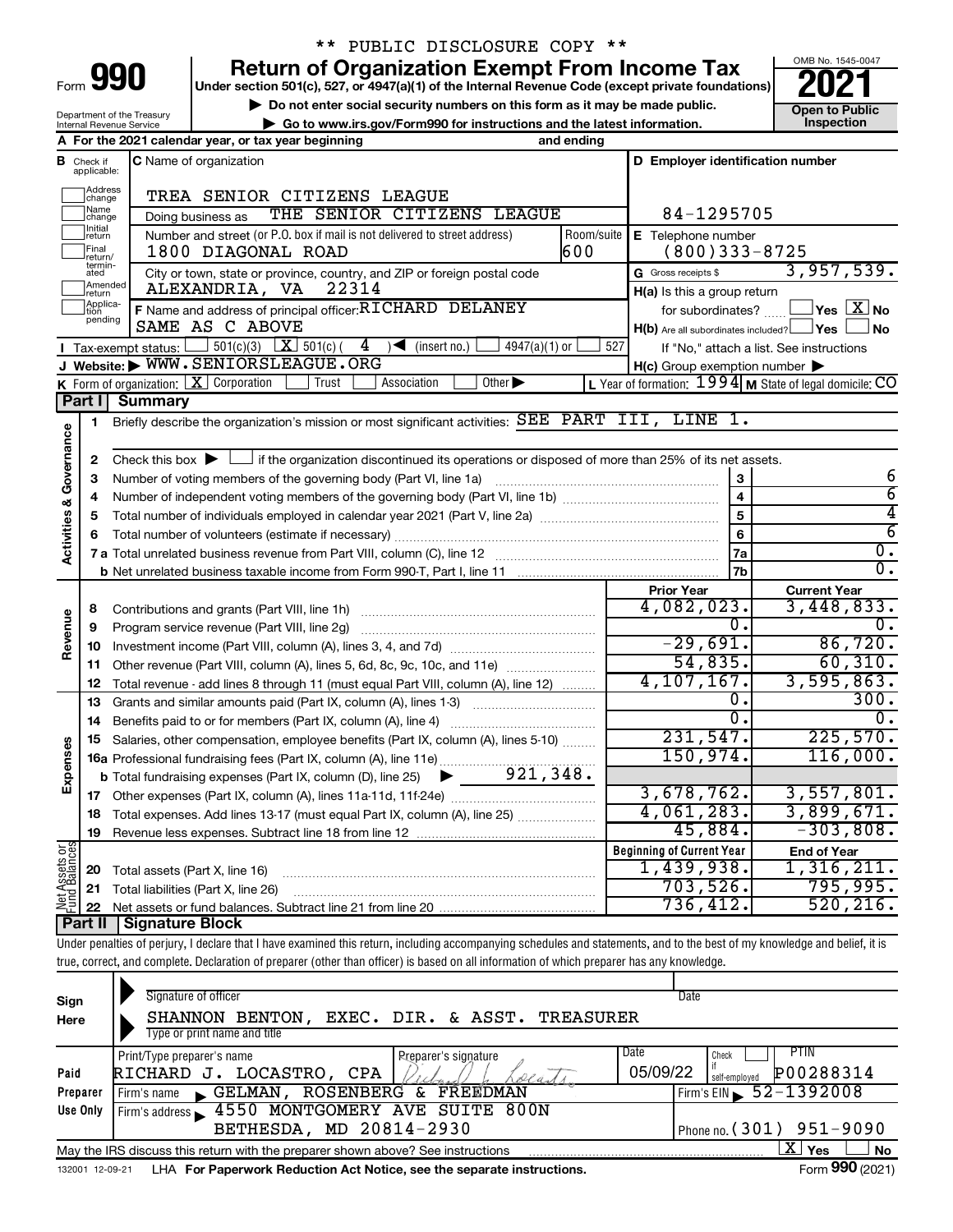\*\* PUBLIC DISCLOSURE COPY \*\*

# Form 990 — Return of Organization Exempt From Income Tax (2021)

Under section 501(c), 527, or 4947(a)(1) of the Internal Revenue Code (except private foundations)

▶ Do not enter social security numbers on this form as it may be made public.

▶ Go to www.irs.gov/Form990 for instructions and the latest information.

OMB No. 1545-0047 — Open to Public Inspection

Department of the Treasury, Internal Revenue Service

**A** For the 2021 calendar year, or tax year beginning and ending

**B** Check if applicable: Address change, Name change, Initial return, Final return/terminated, Amended return, Application pending

**C** Name of organization: TREA SENIOR CITIZENS LEAGUE

Doing business as: THE SENIOR CITIZENS LEAGUE

Number and street (or P.O. box if mail is not delivered to street address): 1800 DIAGONAL ROAD — Room/suite: 600

City or town, state or province, country, and ZIP or foreign postal code: ALEXANDRIA, VA 22314

**D** Employer identification number: 84-1295705

**E** Telephone number: (800)333-8725

**G** Gross receipts $ 3,957,539.

**F** Name and address of principal officer: RICHARD DELANEY, SAME AS C ABOVE

**H(a)** Is this a group return for subordinates? Yes [ ] No [X]

**H(b)** Are all subordinates included? Yes [ ] No [ ] — If "No," attach a list. See instructions

**H(c)** Group exemption number ▶

**I** Tax-exempt status: [ ] 501(c)(3) [X] 501(c) ( 4 ) ◀ (insert no.) [ ] 4947(a)(1) or [ ] 527

**J** Website: ▶ WWW.SENIORSLEAGUE.ORG

**K** Form of organization: [X] Corporation [ ] Trust [ ] Association [ ] Other ▶

**L** Year of formation: 1994 **M** State of legal domicile: CO

## Part I Summary

### Activities & Governance

1. Briefly describe the organization's mission or most significant activities: SEE PART III, LINE 1.
2. Check this box ▶ [ ] if the organization discontinued its operations or disposed of more than 25% of its net assets.

| Line | Description | | Value |
|---|---|---|---|
| 3 | Number of voting members of the governing body (Part VI, line 1a) | 3 | 6 |
| 4 | Number of independent voting members of the governing body (Part VI, line 1b) | 4 | 6 |
| 5 | Total number of individuals employed in calendar year 2021 (Part V, line 2a) | 5 | 4 |
| 6 | Total number of volunteers (estimate if necessary) | 6 | 6 |
| 7a | Total unrelated business revenue from Part VIII, column (C), line 12 | 7a | 0. |
| 7b | Net unrelated business taxable income from Form 990-T, Part I, line 11 | 7b | 0. |

### Revenue / Expenses

| Line | Description | Prior Year | Current Year |
|---|---|---|---|
| 8 | Contributions and grants (Part VIII, line 1h) | 4,082,023. | 3,448,833. |
| 9 | Program service revenue (Part VIII, line 2g) | 0. | 0. |
| 10 | Investment income (Part VIII, column (A), lines 3, 4, and 7d) | -29,691. | 86,720. |
| 11 | Other revenue (Part VIII, column (A), lines 5, 6d, 8c, 9c, 10c, and 11e) | 54,835. | 60,310. |
| 12 | Total revenue - add lines 8 through 11 (must equal Part VIII, column (A), line 12) | 4,107,167. | 3,595,863. |
| 13 | Grants and similar amounts paid (Part IX, column (A), lines 1-3) | 0. | 300. |
| 14 | Benefits paid to or for members (Part IX, column (A), line 4) | 0. | 0. |
| 15 | Salaries, other compensation, employee benefits (Part IX, column (A), lines 5-10) | 231,547. | 225,570. |
| 16a | Professional fundraising fees (Part IX, column (A), line 11e) | 150,974. | 116,000. |
| b | Total fundraising expenses (Part IX, column (D), line 25) ▶ 921,348. | | |
| 17 | Other expenses (Part IX, column (A), lines 11a-11d, 11f-24e) | 3,678,762. | 3,557,801. |
| 18 | Total expenses. Add lines 13-17 (must equal Part IX, column (A), line 25) | 4,061,283. | 3,899,671. |
| 19 | Revenue less expenses. Subtract line 18 from line 12 | 45,884. | -303,808. |

### Net Assets or Fund Balances

| Line | Description | Beginning of Current Year | End of Year |
|---|---|---|---|
| 20 | Total assets (Part X, line 16) | 1,439,938. | 1,316,211. |
| 21 | Total liabilities (Part X, line 26) | 703,526. | 795,995. |
| 22 | Net assets or fund balances. Subtract line 21 from line 20 | 736,412. | 520,216. |

## Part II Signature Block

Under penalties of perjury, I declare that I have examined this return, including accompanying schedules and statements, and to the best of my knowledge and belief, it is true, correct, and complete. Declaration of preparer (other than officer) is based on all information of which preparer has any knowledge.

**Sign Here**

Signature of officer — Date

SHANNON BENTON, EXEC. DIR. & ASST. TREASURER

Type or print name and title

**Paid Preparer Use Only**

| Print/Type preparer's name | Preparer's signature | Date | Check if self-employed | PTIN |
|---|---|---|---|---|
| RICHARD J. LOCASTRO, CPA | Richard J. Locastro | 05/09/22 | [ ] | P00288314 |

Firm's name ▶ GELMAN, ROSENBERG & FREEDMAN — Firm's EIN ▶ 52-1392008

Firm's address ▶ 4550 MONTGOMERY AVE SUITE 800N, BETHESDA, MD 20814-2930 — Phone no. (301) 951-9090

May the IRS discuss this return with the preparer shown above? See instructions [X] Yes [ ] No

132001 12-09-21 LHA For Paperwork Reduction Act Notice, see the separate instructions. Form 990 (2021)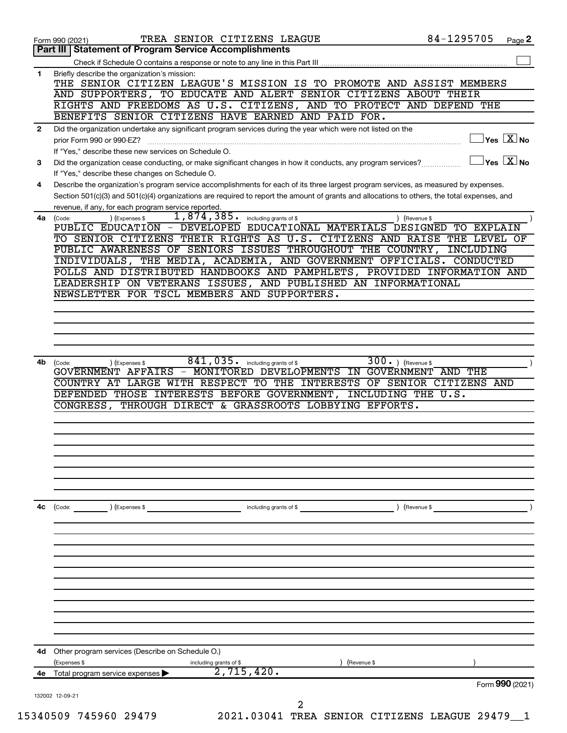Form 990 (2021) TREA SENIOR CITIZENS LEAGUE 84-1295705 Page 2

## Part III Statement of Program Service Accomplishments

Check if Schedule O contains a response or note to any line in this Part III ☐

**1** Briefly describe the organization's mission:

THE SENIOR CITIZEN LEAGUE'S MISSION IS TO PROMOTE AND ASSIST MEMBERS AND SUPPORTERS, TO EDUCATE AND ALERT SENIOR CITIZENS ABOUT THEIR RIGHTS AND FREEDOMS AS U.S. CITIZENS, AND TO PROTECT AND DEFEND THE BENEFITS SENIOR CITIZENS HAVE EARNED AND PAID FOR.

**2** Did the organization undertake any significant program services during the year which were not listed on the prior Form 990 or 990-EZ? ☐ Yes ☒ No

If "Yes," describe these new services on Schedule O.

**3** Did the organization cease conducting, or make significant changes in how it conducts, any program services? ☐ Yes ☒ No

If "Yes," describe these changes on Schedule O.

**4** Describe the organization's program service accomplishments for each of its three largest program services, as measured by expenses. Section 501(c)(3) and 501(c)(4) organizations are required to report the amount of grants and allocations to others, the total expenses, and revenue, if any, for each program service reported.

**4a** (Code: ) (Expenses $ 1,874,385. including grants of $ ) (Revenue $ )

PUBLIC EDUCATION - DEVELOPED EDUCATIONAL MATERIALS DESIGNED TO EXPLAIN TO SENIOR CITIZENS THEIR RIGHTS AS U.S. CITIZENS AND RAISE THE LEVEL OF PUBLIC AWARENESS OF SENIORS ISSUES THROUGHOUT THE COUNTRY, INCLUDING INDIVIDUALS, THE MEDIA, ACADEMIA, AND GOVERNMENT OFFICIALS. CONDUCTED POLLS AND DISTRIBUTED HANDBOOKS AND PAMPHLETS, PROVIDED INFORMATION AND LEADERSHIP ON VETERANS ISSUES, AND PUBLISHED AN INFORMATIONAL NEWSLETTER FOR TSCL MEMBERS AND SUPPORTERS.

**4b** (Code: ) (Expenses $ 841,035. including grants of $ ) (Revenue $ 300. )

GOVERNMENT AFFAIRS - MONITORED DEVELOPMENTS IN GOVERNMENT AND THE COUNTRY AT LARGE WITH RESPECT TO THE INTERESTS OF SENIOR CITIZENS AND DEFENDED THOSE INTERESTS BEFORE GOVERNMENT, INCLUDING THE U.S. CONGRESS, THROUGH DIRECT & GRASSROOTS LOBBYING EFFORTS.

**4c** (Code: ) (Expenses $ including grants of $ ) (Revenue $ )

**4d** Other program services (Describe on Schedule O.)

(Expenses $ including grants of $ ) (Revenue $ )

**4e** Total program service expenses ▶ 2,715,420.

Form **990** (2021)

132002 12-09-21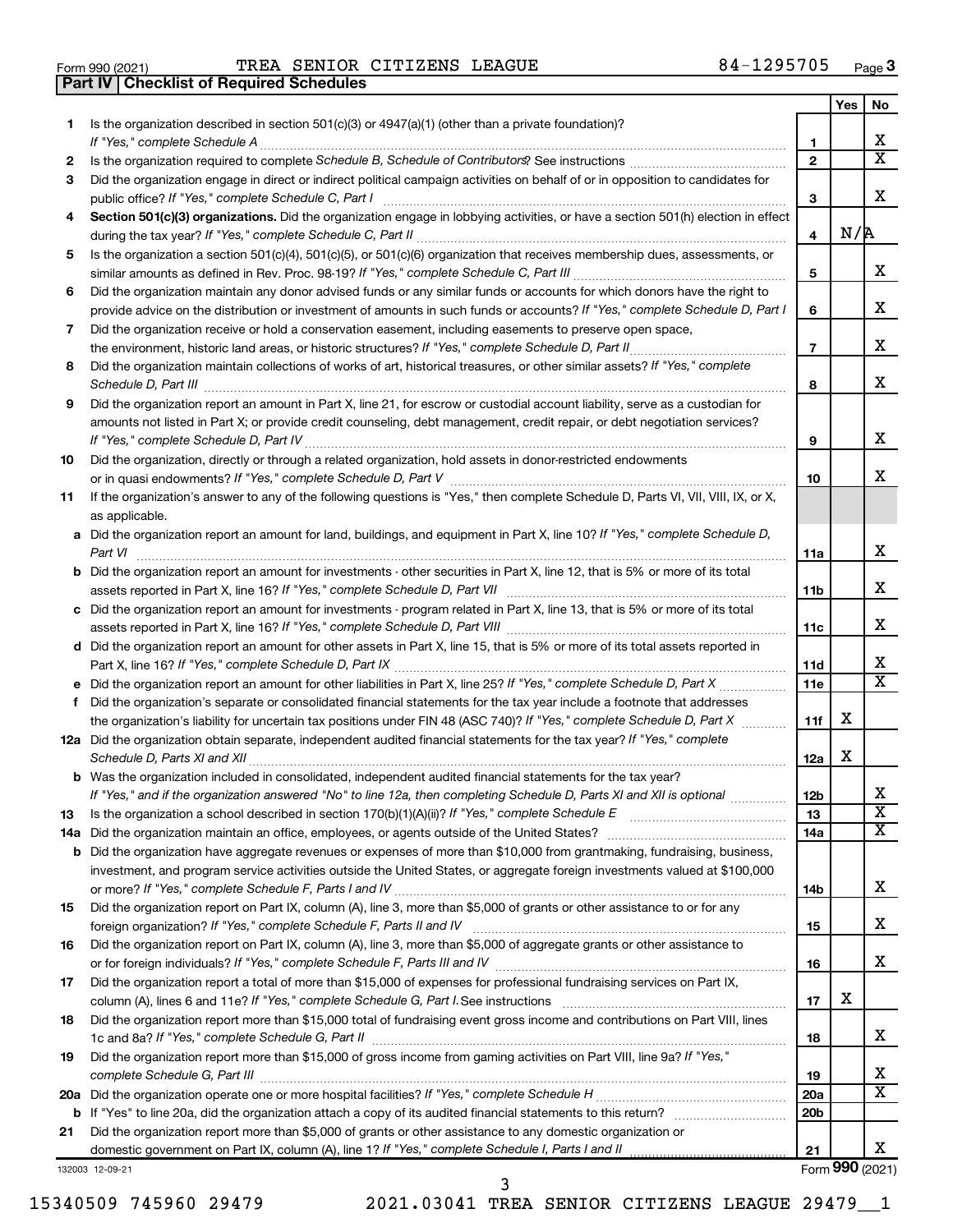Form 990 (2021)    TREA SENIOR CITIZENS LEAGUE    84-1295705    Page **3**

## Part IV | Checklist of Required Schedules

| | | | Yes | No |
|---|---|---|---|---|
| **1** | Is the organization described in section 501(c)(3) or 4947(a)(1) (other than a private foundation)? *If "Yes," complete Schedule A* | **1** | | X |
| **2** | Is the organization required to complete *Schedule B, Schedule of Contributors*? See instructions | **2** | | X |
| **3** | Did the organization engage in direct or indirect political campaign activities on behalf of or in opposition to candidates for public office? *If "Yes," complete Schedule C, Part I* | **3** | | X |
| **4** | **Section 501(c)(3) organizations.** Did the organization engage in lobbying activities, or have a section 501(h) election in effect during the tax year? *If "Yes," complete Schedule C, Part II* | **4** | N/A | |
| **5** | Is the organization a section 501(c)(4), 501(c)(5), or 501(c)(6) organization that receives membership dues, assessments, or similar amounts as defined in Rev. Proc. 98-19? *If "Yes," complete Schedule C, Part III* | **5** | | X |
| **6** | Did the organization maintain any donor advised funds or any similar funds or accounts for which donors have the right to provide advice on the distribution or investment of amounts in such funds or accounts? *If "Yes," complete Schedule D, Part I* | **6** | | X |
| **7** | Did the organization receive or hold a conservation easement, including easements to preserve open space, the environment, historic land areas, or historic structures? *If "Yes," complete Schedule D, Part II* | **7** | | X |
| **8** | Did the organization maintain collections of works of art, historical treasures, or other similar assets? *If "Yes," complete Schedule D, Part III* | **8** | | X |
| **9** | Did the organization report an amount in Part X, line 21, for escrow or custodial account liability, serve as a custodian for amounts not listed in Part X; or provide credit counseling, debt management, credit repair, or debt negotiation services? *If "Yes," complete Schedule D, Part IV* | **9** | | X |
| **10** | Did the organization, directly or through a related organization, hold assets in donor-restricted endowments or in quasi endowments? *If "Yes," complete Schedule D, Part V* | **10** | | X |
| **11** | If the organization's answer to any of the following questions is "Yes," then complete Schedule D, Parts VI, VII, VIII, IX, or X, as applicable. | | | |
| **a** | Did the organization report an amount for land, buildings, and equipment in Part X, line 10? *If "Yes," complete Schedule D, Part VI* | **11a** | | X |
| **b** | Did the organization report an amount for investments - other securities in Part X, line 12, that is 5% or more of its total assets reported in Part X, line 16? *If "Yes," complete Schedule D, Part VII* | **11b** | | X |
| **c** | Did the organization report an amount for investments - program related in Part X, line 13, that is 5% or more of its total assets reported in Part X, line 16? *If "Yes," complete Schedule D, Part VIII* | **11c** | | X |
| **d** | Did the organization report an amount for other assets in Part X, line 15, that is 5% or more of its total assets reported in Part X, line 16? *If "Yes," complete Schedule D, Part IX* | **11d** | | X |
| **e** | Did the organization report an amount for other liabilities in Part X, line 25? *If "Yes," complete Schedule D, Part X* | **11e** | | X |
| **f** | Did the organization's separate or consolidated financial statements for the tax year include a footnote that addresses the organization's liability for uncertain tax positions under FIN 48 (ASC 740)? *If "Yes," complete Schedule D, Part X* | **11f** | X | |
| **12a** | Did the organization obtain separate, independent audited financial statements for the tax year? *If "Yes," complete Schedule D, Parts XI and XII* | **12a** | X | |
| **b** | Was the organization included in consolidated, independent audited financial statements for the tax year? *If "Yes," and if the organization answered "No" to line 12a, then completing Schedule D, Parts XI and XII is optional* | **12b** | | X |
| **13** | Is the organization a school described in section 170(b)(1)(A)(ii)? *If "Yes," complete Schedule E* | **13** | | X |
| **14a** | Did the organization maintain an office, employees, or agents outside of the United States? | **14a** | | X |
| **b** | Did the organization have aggregate revenues or expenses of more than $10,000 from grantmaking, fundraising, business, investment, and program service activities outside the United States, or aggregate foreign investments valued at $100,000 or more? *If "Yes," complete Schedule F, Parts I and IV* | **14b** | | X |
| **15** | Did the organization report on Part IX, column (A), line 3, more than $5,000 of grants or other assistance to or for any foreign organization? *If "Yes," complete Schedule F, Parts II and IV* | **15** | | X |
| **16** | Did the organization report on Part IX, column (A), line 3, more than $5,000 of aggregate grants or other assistance to or for foreign individuals? *If "Yes," complete Schedule F, Parts III and IV* | **16** | | X |
| **17** | Did the organization report a total of more than $15,000 of expenses for professional fundraising services on Part IX, column (A), lines 6 and 11e? *If "Yes," complete Schedule G, Part I.* See instructions | **17** | X | |
| **18** | Did the organization report more than $15,000 total of fundraising event gross income and contributions on Part VIII, lines 1c and 8a? *If "Yes," complete Schedule G, Part II* | **18** | | X |
| **19** | Did the organization report more than $15,000 of gross income from gaming activities on Part VIII, line 9a? *If "Yes," complete Schedule G, Part III* | **19** | | X |
| **20a** | Did the organization operate one or more hospital facilities? *If "Yes," complete Schedule H* | **20a** | | X |
| **b** | If "Yes" to line 20a, did the organization attach a copy of its audited financial statements to this return? | **20b** | | |
| **21** | Did the organization report more than $5,000 of grants or other assistance to any domestic organization or domestic government on Part IX, column (A), line 1? *If "Yes," complete Schedule I, Parts I and II* | **21** | | X |

132003 12-09-21    Form **990** (2021)

15340509 745960 29479    2021.03041 TREA SENIOR CITIZENS LEAGUE 29479__1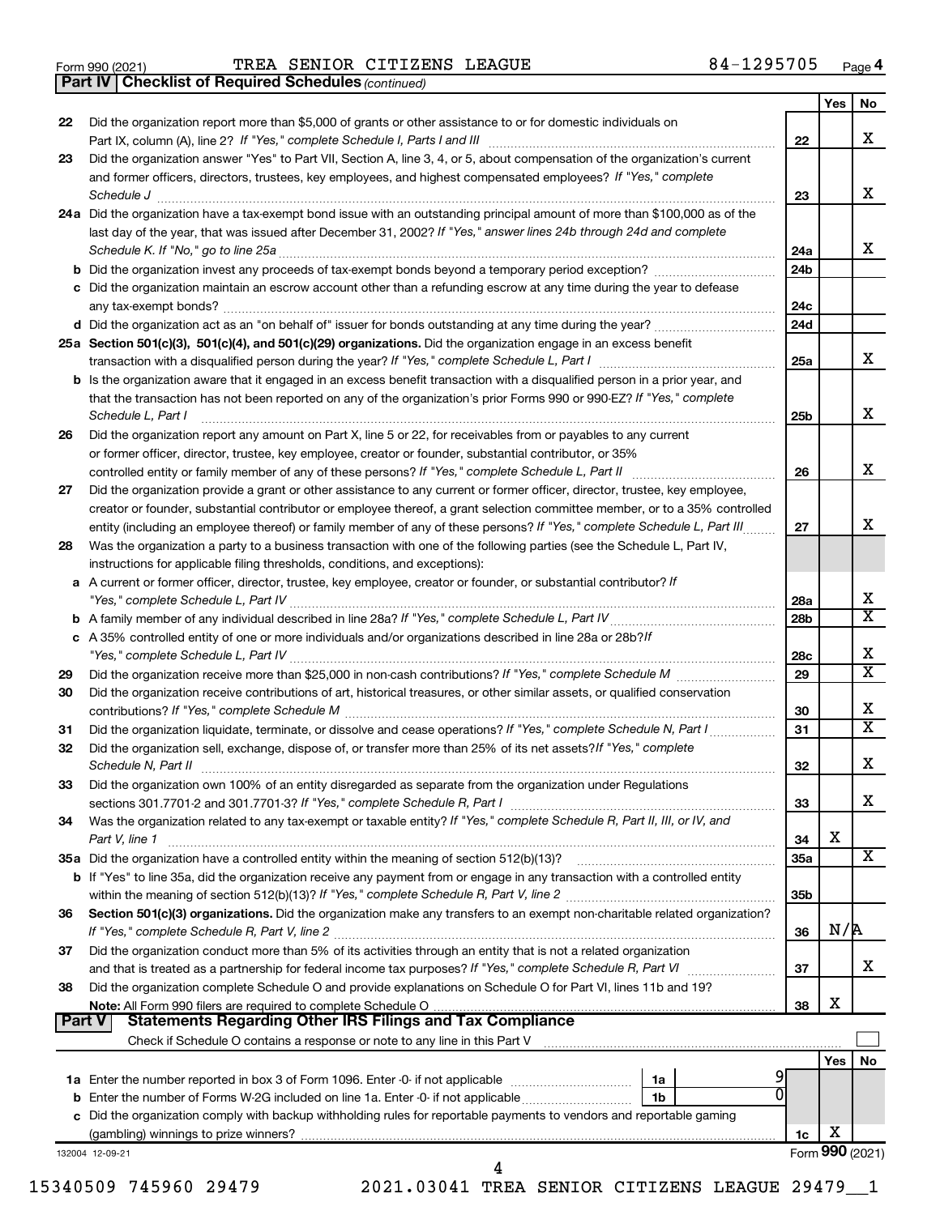Form 990 (2021) TREA SENIOR CITIZENS LEAGUE 84-1295705 Page 4

**Part IV | Checklist of Required Schedules** *(continued)*

| | | | Yes | No |
|---|---|---|---|---|
| 22 | Did the organization report more than $5,000 of grants or other assistance to or for domestic individuals on Part IX, column (A), line 2? *If "Yes," complete Schedule I, Parts I and III* | 22 | | X |
| 23 | Did the organization answer "Yes" to Part VII, Section A, line 3, 4, or 5, about compensation of the organization's current and former officers, directors, trustees, key employees, and highest compensated employees? *If "Yes," complete Schedule J* | 23 | | X |
| 24a | Did the organization have a tax-exempt bond issue with an outstanding principal amount of more than $100,000 as of the last day of the year, that was issued after December 31, 2002? *If "Yes," answer lines 24b through 24d and complete Schedule K. If "No," go to line 25a* | 24a | | X |
| b | Did the organization invest any proceeds of tax-exempt bonds beyond a temporary period exception? | 24b | | |
| c | Did the organization maintain an escrow account other than a refunding escrow at any time during the year to defease any tax-exempt bonds? | 24c | | |
| d | Did the organization act as an "on behalf of" issuer for bonds outstanding at any time during the year? | 24d | | |
| 25a | **Section 501(c)(3), 501(c)(4), and 501(c)(29) organizations.** Did the organization engage in an excess benefit transaction with a disqualified person during the year? *If "Yes," complete Schedule L, Part I* | 25a | | X |
| b | Is the organization aware that it engaged in an excess benefit transaction with a disqualified person in a prior year, and that the transaction has not been reported on any of the organization's prior Forms 990 or 990-EZ? *If "Yes," complete Schedule L, Part I* | 25b | | X |
| 26 | Did the organization report any amount on Part X, line 5 or 22, for receivables from or payables to any current or former officer, director, trustee, key employee, creator or founder, substantial contributor, or 35% controlled entity or family member of any of these persons? *If "Yes," complete Schedule L, Part II* | 26 | | X |
| 27 | Did the organization provide a grant or other assistance to any current or former officer, director, trustee, key employee, creator or founder, substantial contributor or employee thereof, a grant selection committee member, or to a 35% controlled entity (including an employee thereof) or family member of any of these persons? *If "Yes," complete Schedule L, Part III* | 27 | | X |
| 28 | Was the organization a party to a business transaction with one of the following parties (see the Schedule L, Part IV, instructions for applicable filing thresholds, conditions, and exceptions): | | | |
| a | A current or former officer, director, trustee, key employee, creator or founder, or substantial contributor? *If "Yes," complete Schedule L, Part IV* | 28a | | X |
| b | A family member of any individual described in line 28a? *If "Yes," complete Schedule L, Part IV* | 28b | | X |
| c | A 35% controlled entity of one or more individuals and/or organizations described in line 28a or 28b? *If "Yes," complete Schedule L, Part IV* | 28c | | X |
| 29 | Did the organization receive more than $25,000 in non-cash contributions? *If "Yes," complete Schedule M* | 29 | | X |
| 30 | Did the organization receive contributions of art, historical treasures, or other similar assets, or qualified conservation contributions? *If "Yes," complete Schedule M* | 30 | | X |
| 31 | Did the organization liquidate, terminate, or dissolve and cease operations? *If "Yes," complete Schedule N, Part I* | 31 | | X |
| 32 | Did the organization sell, exchange, dispose of, or transfer more than 25% of its net assets? *If "Yes," complete Schedule N, Part II* | 32 | | X |
| 33 | Did the organization own 100% of an entity disregarded as separate from the organization under Regulations sections 301.7701-2 and 301.7701-3? *If "Yes," complete Schedule R, Part I* | 33 | | X |
| 34 | Was the organization related to any tax-exempt or taxable entity? *If "Yes," complete Schedule R, Part II, III, or IV, and Part V, line 1* | 34 | X | |
| 35a | Did the organization have a controlled entity within the meaning of section 512(b)(13)? | 35a | | X |
| b | If "Yes" to line 35a, did the organization receive any payment from or engage in any transaction with a controlled entity within the meaning of section 512(b)(13)? *If "Yes," complete Schedule R, Part V, line 2* | 35b | | |
| 36 | **Section 501(c)(3) organizations.** Did the organization make any transfers to an exempt non-charitable related organization? *If "Yes," complete Schedule R, Part V, line 2* | 36 | N/A | |
| 37 | Did the organization conduct more than 5% of its activities through an entity that is not a related organization and that is treated as a partnership for federal income tax purposes? *If "Yes," complete Schedule R, Part VI* | 37 | | X |
| 38 | Did the organization complete Schedule O and provide explanations on Schedule O for Part VI, lines 11b and 19? **Note:** All Form 990 filers are required to complete Schedule O | 38 | X | |

**Part V | Statements Regarding Other IRS Filings and Tax Compliance**

Check if Schedule O contains a response or note to any line in this Part V

| | | | | | Yes | No |
|---|---|---|---|---|---|---|
| 1a | Enter the number reported in box 3 of Form 1096. Enter -0- if not applicable | 1a | 9 | | | |
| b | Enter the number of Forms W-2G included on line 1a. Enter -0- if not applicable | 1b | 0 | | | |
| c | Did the organization comply with backup withholding rules for reportable payments to vendors and reportable gaming (gambling) winnings to prize winners? | | | 1c | X | |

132004 12-09-21 Form **990** (2021)

15340509 745960 29479 2021.03041 TREA SENIOR CITIZENS LEAGUE 29479__1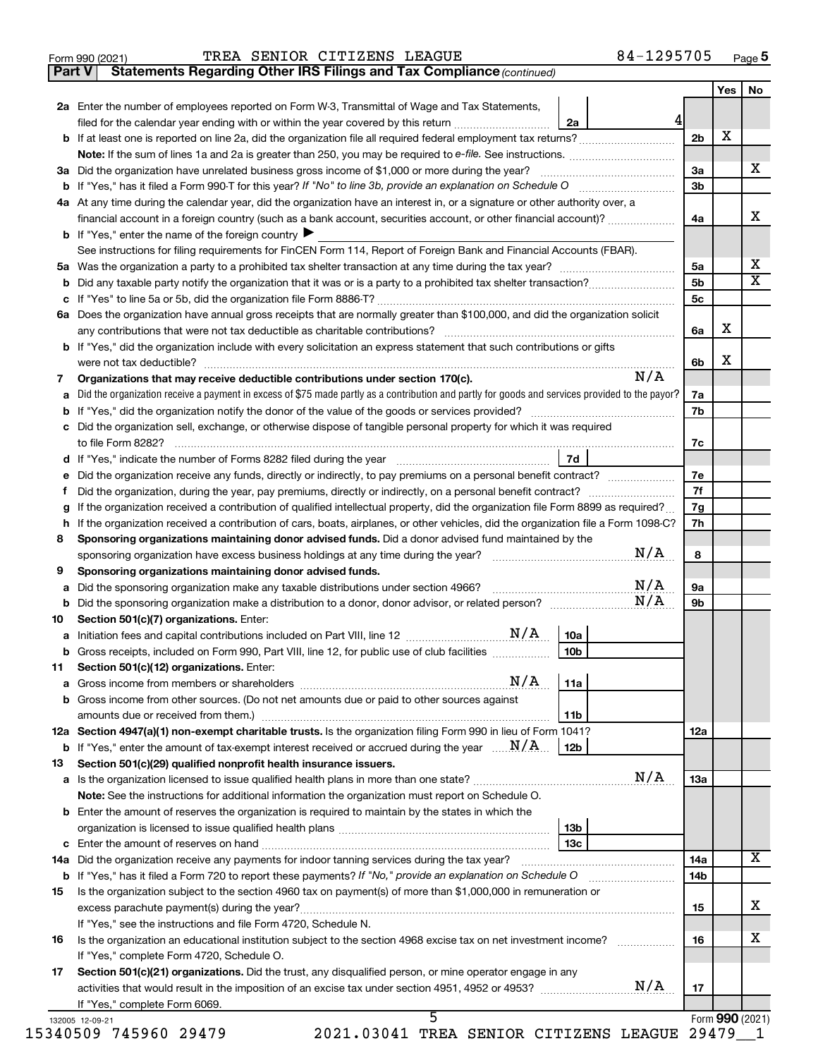Form 990 (2021) TREA SENIOR CITIZENS LEAGUE 84-1295705 Page 5

**Part V Statements Regarding Other IRS Filings and Tax Compliance** *(continued)*

| | | | | Yes | No |
|---|---|---|---|---|---|
| **2a** | Enter the number of employees reported on Form W-3, Transmittal of Wage and Tax Statements, filed for the calendar year ending with or within the year covered by this return | 2a 4 | | | |
| **b** | If at least one is reported on line 2a, did the organization file all required federal employment tax returns? | | 2b | X | |
| | **Note:** If the sum of lines 1a and 2a is greater than 250, you may be required to *e-file*. See instructions. | | | | |
| **3a** | Did the organization have unrelated business gross income of $1,000 or more during the year? | | 3a | | X |
| **b** | If "Yes," has it filed a Form 990-T for this year? *If "No" to line 3b, provide an explanation on Schedule O* | | 3b | | |
| **4a** | At any time during the calendar year, did the organization have an interest in, or a signature or other authority over, a financial account in a foreign country (such as a bank account, securities account, or other financial account)? | | 4a | | X |
| **b** | If "Yes," enter the name of the foreign country ▶ | | | | |
| | See instructions for filing requirements for FinCEN Form 114, Report of Foreign Bank and Financial Accounts (FBAR). | | | | |
| **5a** | Was the organization a party to a prohibited tax shelter transaction at any time during the tax year? | | 5a | | X |
| **b** | Did any taxable party notify the organization that it was or is a party to a prohibited tax shelter transaction? | | 5b | | X |
| **c** | If "Yes" to line 5a or 5b, did the organization file Form 8886-T? | | 5c | | |
| **6a** | Does the organization have annual gross receipts that are normally greater than $100,000, and did the organization solicit any contributions that were not tax deductible as charitable contributions? | | 6a | X | |
| **b** | If "Yes," did the organization include with every solicitation an express statement that such contributions or gifts were not tax deductible? | | 6b | X | |
| **7** | **Organizations that may receive deductible contributions under section 170(c).** N/A | | | | |
| **a** | Did the organization receive a payment in excess of $75 made partly as a contribution and partly for goods and services provided to the payor? | | 7a | | |
| **b** | If "Yes," did the organization notify the donor of the value of the goods or services provided? | | 7b | | |
| **c** | Did the organization sell, exchange, or otherwise dispose of tangible personal property for which it was required to file Form 8282? | | 7c | | |
| **d** | If "Yes," indicate the number of Forms 8282 filed during the year | 7d | | | |
| **e** | Did the organization receive any funds, directly or indirectly, to pay premiums on a personal benefit contract? | | 7e | | |
| **f** | Did the organization, during the year, pay premiums, directly or indirectly, on a personal benefit contract? | | 7f | | |
| **g** | If the organization received a contribution of qualified intellectual property, did the organization file Form 8899 as required? | | 7g | | |
| **h** | If the organization received a contribution of cars, boats, airplanes, or other vehicles, did the organization file a Form 1098-C? | | 7h | | |
| **8** | **Sponsoring organizations maintaining donor advised funds.** Did a donor advised fund maintained by the sponsoring organization have excess business holdings at any time during the year? N/A | | 8 | | |
| **9** | **Sponsoring organizations maintaining donor advised funds.** | | | | |
| **a** | Did the sponsoring organization make any taxable distributions under section 4966? N/A | | 9a | | |
| **b** | Did the sponsoring organization make a distribution to a donor, donor advisor, or related person? N/A | | 9b | | |
| **10** | **Section 501(c)(7) organizations.** Enter: | | | | |
| **a** | Initiation fees and capital contributions included on Part VIII, line 12 N/A | 10a | | | |
| **b** | Gross receipts, included on Form 990, Part VIII, line 12, for public use of club facilities | 10b | | | |
| **11** | **Section 501(c)(12) organizations.** Enter: | | | | |
| **a** | Gross income from members or shareholders N/A | 11a | | | |
| **b** | Gross income from other sources. (Do not net amounts due or paid to other sources against amounts due or received from them.) | 11b | | | |
| **12a** | **Section 4947(a)(1) non-exempt charitable trusts.** Is the organization filing Form 990 in lieu of Form 1041? | | 12a | | |
| **b** | If "Yes," enter the amount of tax-exempt interest received or accrued during the year N/A | 12b | | | |
| **13** | **Section 501(c)(29) qualified nonprofit health insurance issuers.** | | | | |
| **a** | Is the organization licensed to issue qualified health plans in more than one state? N/A | | 13a | | |
| | **Note:** See the instructions for additional information the organization must report on Schedule O. | | | | |
| **b** | Enter the amount of reserves the organization is required to maintain by the states in which the organization is licensed to issue qualified health plans | 13b | | | |
| **c** | Enter the amount of reserves on hand | 13c | | | |
| **14a** | Did the organization receive any payments for indoor tanning services during the tax year? | | 14a | | X |
| **b** | If "Yes," has it filed a Form 720 to report these payments? *If "No," provide an explanation on Schedule O* | | 14b | | |
| **15** | Is the organization subject to the section 4960 tax on payment(s) of more than $1,000,000 in remuneration or excess parachute payment(s) during the year? | | 15 | | X |
| | If "Yes," see the instructions and file Form 4720, Schedule N. | | | | |
| **16** | Is the organization an educational institution subject to the section 4968 excise tax on net investment income? | | 16 | | X |
| | If "Yes," complete Form 4720, Schedule O. | | | | |
| **17** | **Section 501(c)(21) organizations.** Did the trust, any disqualified person, or mine operator engage in any activities that would result in the imposition of an excise tax under section 4951, 4952 or 4953? N/A | | 17 | | |
| | If "Yes," complete Form 6069. | | | | |

Form **990** (2021)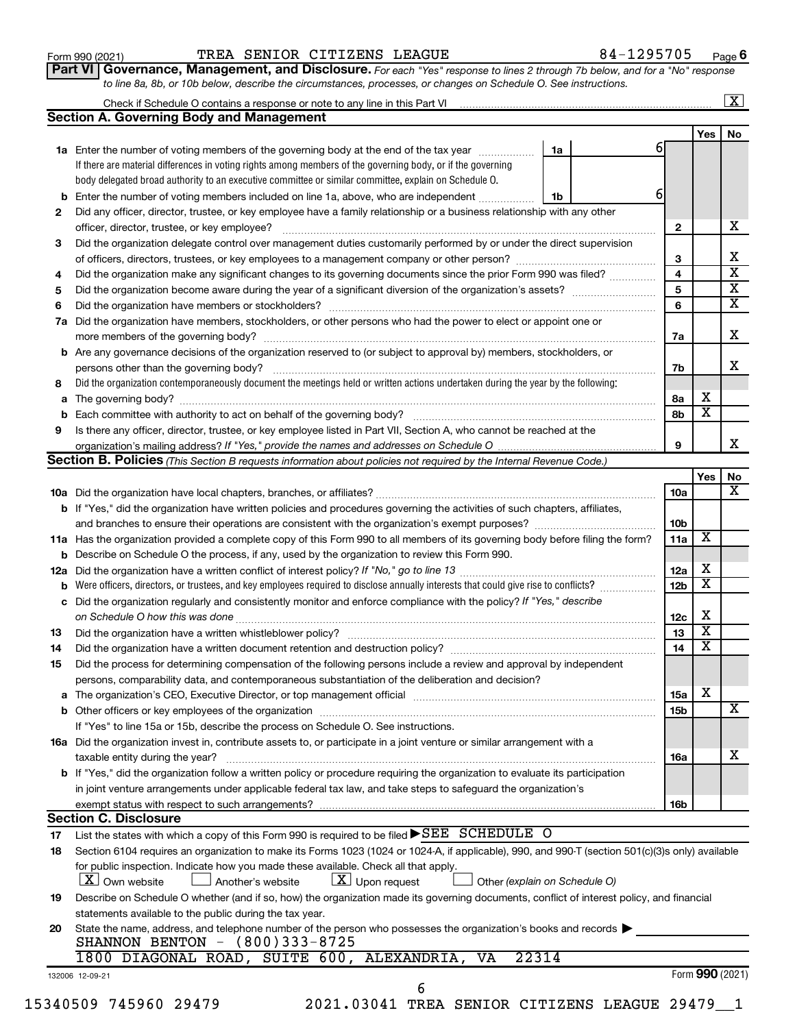Form 990 (2021) TREA SENIOR CITIZENS LEAGUE 84-1295705 Page 6

**Part VI Governance, Management, and Disclosure.** *For each "Yes" response to lines 2 through 7b below, and for a "No" response to line 8a, 8b, or 10b below, describe the circumstances, processes, or changes on Schedule O. See instructions.*

Check if Schedule O contains a response or note to any line in this Part VI ☒

## Section A. Governing Body and Management

| | | | Yes | No |
|---|---|---|---|---|
| **1a** | Enter the number of voting members of the governing body at the end of the tax year — **1a** 6. If there are material differences in voting rights among members of the governing body, or if the governing body delegated broad authority to an executive committee or similar committee, explain on Schedule O. | | | |
| **b** | Enter the number of voting members included on line 1a, above, who are independent — **1b** 6 | | | |
| **2** | Did any officer, director, trustee, or key employee have a family relationship or a business relationship with any other officer, director, trustee, or key employee? | 2 | | X |
| **3** | Did the organization delegate control over management duties customarily performed by or under the direct supervision of officers, directors, trustees, or key employees to a management company or other person? | 3 | | X |
| **4** | Did the organization make any significant changes to its governing documents since the prior Form 990 was filed? | 4 | | X |
| **5** | Did the organization become aware during the year of a significant diversion of the organization's assets? | 5 | | X |
| **6** | Did the organization have members or stockholders? | 6 | | X |
| **7a** | Did the organization have members, stockholders, or other persons who had the power to elect or appoint one or more members of the governing body? | 7a | | X |
| **b** | Are any governance decisions of the organization reserved to (or subject to approval by) members, stockholders, or persons other than the governing body? | 7b | | X |
| **8** | Did the organization contemporaneously document the meetings held or written actions undertaken during the year by the following: | | | |
| **a** | The governing body? | 8a | X | |
| **b** | Each committee with authority to act on behalf of the governing body? | 8b | X | |
| **9** | Is there any officer, director, trustee, or key employee listed in Part VII, Section A, who cannot be reached at the organization's mailing address? *If "Yes," provide the names and addresses on Schedule O* | 9 | | X |

## Section B. Policies *(This Section B requests information about policies not required by the Internal Revenue Code.)*

| | | | Yes | No |
|---|---|---|---|---|
| **10a** | Did the organization have local chapters, branches, or affiliates? | 10a | | X |
| **b** | If "Yes," did the organization have written policies and procedures governing the activities of such chapters, affiliates, and branches to ensure their operations are consistent with the organization's exempt purposes? | 10b | | |
| **11a** | Has the organization provided a complete copy of this Form 990 to all members of its governing body before filing the form? | 11a | X | |
| **b** | Describe on Schedule O the process, if any, used by the organization to review this Form 990. | | | |
| **12a** | Did the organization have a written conflict of interest policy? *If "No," go to line 13* | 12a | X | |
| **b** | Were officers, directors, or trustees, and key employees required to disclose annually interests that could give rise to conflicts? | 12b | X | |
| **c** | Did the organization regularly and consistently monitor and enforce compliance with the policy? *If "Yes," describe on Schedule O how this was done* | 12c | X | |
| **13** | Did the organization have a written whistleblower policy? | 13 | X | |
| **14** | Did the organization have a written document retention and destruction policy? | 14 | X | |
| **15** | Did the process for determining compensation of the following persons include a review and approval by independent persons, comparability data, and contemporaneous substantiation of the deliberation and decision? | | | |
| **a** | The organization's CEO, Executive Director, or top management official | 15a | X | |
| **b** | Other officers or key employees of the organization | 15b | | X |
| | If "Yes" to line 15a or 15b, describe the process on Schedule O. See instructions. | | | |
| **16a** | Did the organization invest in, contribute assets to, or participate in a joint venture or similar arrangement with a taxable entity during the year? | 16a | | X |
| **b** | If "Yes," did the organization follow a written policy or procedure requiring the organization to evaluate its participation in joint venture arrangements under applicable federal tax law, and take steps to safeguard the organization's exempt status with respect to such arrangements? | 16b | | |

## Section C. Disclosure

**17** List the states with which a copy of this Form 990 is required to be filed ▶ SEE SCHEDULE O

**18** Section 6104 requires an organization to make its Forms 1023 (1024 or 1024-A, if applicable), 990, and 990-T (section 501(c)(3)s only) available for public inspection. Indicate how you made these available. Check all that apply.

☒ Own website ☐ Another's website ☒ Upon request ☐ Other *(explain on Schedule O)*

**19** Describe on Schedule O whether (and if so, how) the organization made its governing documents, conflict of interest policy, and financial statements available to the public during the tax year.

**20** State the name, address, and telephone number of the person who possesses the organization's books and records ▶

SHANNON BENTON - (800)333-8725
1800 DIAGONAL ROAD, SUITE 600, ALEXANDRIA, VA 22314

132006 12-09-21 Form 990 (2021)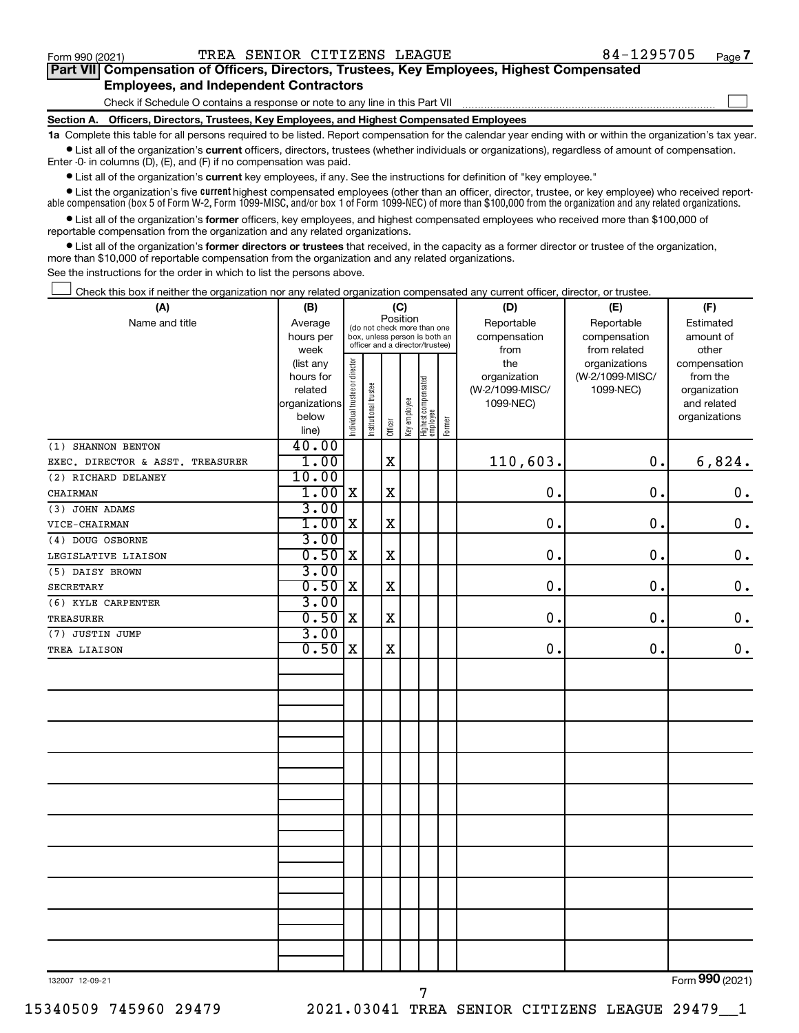Form 990 (2021) TREA SENIOR CITIZENS LEAGUE 84-1295705 Page 7

## Part VII Compensation of Officers, Directors, Trustees, Key Employees, Highest Compensated Employees, and Independent Contractors

Check if Schedule O contains a response or note to any line in this Part VII ☐

### Section A. Officers, Directors, Trustees, Key Employees, and Highest Compensated Employees

**1a** Complete this table for all persons required to be listed. Report compensation for the calendar year ending with or within the organization's tax year.

- List all of the organization's **current** officers, directors, trustees (whether individuals or organizations), regardless of amount of compensation. Enter -0- in columns (D), (E), and (F) if no compensation was paid.
- List all of the organization's **current** key employees, if any. See the instructions for definition of "key employee."
- List the organization's five **current** highest compensated employees (other than an officer, director, trustee, or key employee) who received reportable compensation (box 5 of Form W-2, Form 1099-MISC, and/or box 1 of Form 1099-NEC) of more than $100,000 from the organization and any related organizations.
- List all of the organization's **former** officers, key employees, and highest compensated employees who received more than $100,000 of reportable compensation from the organization and any related organizations.
- List all of the organization's **former directors or trustees** that received, in the capacity as a former director or trustee of the organization, more than $10,000 of reportable compensation from the organization and any related organizations.

See the instructions for the order in which to list the persons above.

☐ Check this box if neither the organization nor any related organization compensated any current officer, director, or trustee.

| (A) Name and title | (B) Average hours per week (list any hours for related organizations below line) | (C) Position (do not check more than one box, unless person is both an officer and a director/trustee) | | | | | | (D) Reportable compensation from the organization (W-2/1099-MISC/ 1099-NEC) | (E) Reportable compensation from related organizations (W-2/1099-MISC/ 1099-NEC) | (F) Estimated amount of other compensation from the organization and related organizations |
|---|---|---|---|---|---|---|---|---|---|---|
| | | Individual trustee or director | Institutional trustee | Officer | Key employee | Highest compensated employee | Former | | | |
| (1) SHANNON BENTON<br>EXEC. DIRECTOR & ASST. TREASURER | 40.00<br>1.00 | | | X | | | | 110,603. | 0. | 6,824. |
| (2) RICHARD DELANEY<br>CHAIRMAN | 10.00<br>1.00 | X | | X | | | | 0. | 0. | 0. |
| (3) JOHN ADAMS<br>VICE-CHAIRMAN | 3.00<br>1.00 | X | | X | | | | 0. | 0. | 0. |
| (4) DOUG OSBORNE<br>LEGISLATIVE LIAISON | 3.00<br>0.50 | X | | X | | | | 0. | 0. | 0. |
| (5) DAISY BROWN<br>SECRETARY | 3.00<br>0.50 | X | | X | | | | 0. | 0. | 0. |
| (6) KYLE CARPENTER<br>TREASURER | 3.00<br>0.50 | X | | X | | | | 0. | 0. | 0. |
| (7) JUSTIN JUMP<br>TREA LIAISON | 3.00<br>0.50 | X | | X | | | | 0. | 0. | 0. |

132007 12-09-21 Form 990 (2021)

15340509 745960 29479 2021.03041 TREA SENIOR CITIZENS LEAGUE 29479__1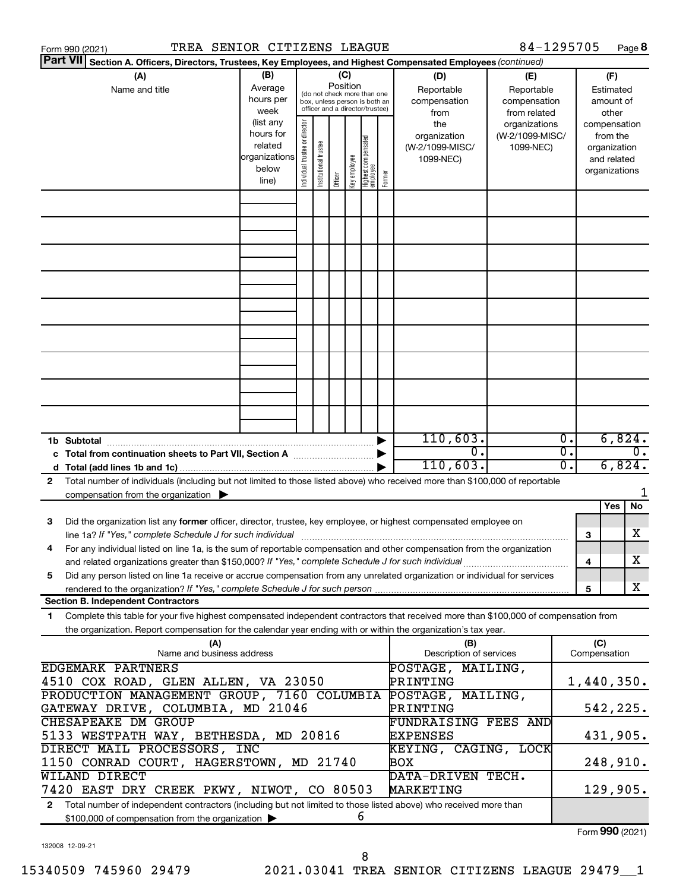Form 990 (2021) TREA SENIOR CITIZENS LEAGUE 84-1295705 Page 8

**Part VII Section A. Officers, Directors, Trustees, Key Employees, and Highest Compensated Employees** *(continued)*

| (A) Name and title | (B) Average hours per week (list any hours for related organizations below line) | (C) Position (do not check more than one box, unless person is both an officer and a director/trustee): Individual trustee or director | Institutional trustee | Officer | Key employee | Highest compensated employee | Former | (D) Reportable compensation from the organization (W-2/1099-MISC/ 1099-NEC) | (E) Reportable compensation from related organizations (W-2/1099-MISC/ 1099-NEC) | (F) Estimated amount of other compensation from the organization and related organizations |
|---|---|---|---|---|---|---|---|---|---|---|
| | | | | | | | | | | |
| | | | | | | | | | | |
| | | | | | | | | | | |
| | | | | | | | | | | |
| | | | | | | | | | | |
| | | | | | | | | | | |
| | | | | | | | | | | |
| | | | | | | | | | | |
| | | | | | | | | | | |
| **1b Subtotal** | | | | | | | | 110,603. | 0. | 6,824. |
| **c Total from continuation sheets to Part VII, Section A** | | | | | | | | 0. | 0. | 0. |
| **d Total (add lines 1b and 1c)** | | | | | | | | 110,603. | 0. | 6,824. |

**2** Total number of individuals (including but not limited to those listed above) who received more than $100,000 of reportable compensation from the organization ▶ 1

| | | Yes | No |
|---|---|---|---|
| **3** Did the organization list any **former** officer, director, trustee, key employee, or highest compensated employee on line 1a? *If "Yes," complete Schedule J for such individual* | 3 | | X |
| **4** For any individual listed on line 1a, is the sum of reportable compensation and other compensation from the organization and related organizations greater than $150,000? *If "Yes," complete Schedule J for such individual* | 4 | | X |
| **5** Did any person listed on line 1a receive or accrue compensation from any unrelated organization or individual for services rendered to the organization? *If "Yes," complete Schedule J for such person* | 5 | | X |

**Section B. Independent Contractors**

**1** Complete this table for your five highest compensated independent contractors that received more than $100,000 of compensation from the organization. Report compensation for the calendar year ending with or within the organization's tax year.

| (A) Name and business address | (B) Description of services | (C) Compensation |
|---|---|---|
| EDGEMARK PARTNERS 4510 COX ROAD, GLEN ALLEN, VA 23050 | POSTAGE, MAILING, PRINTING | 1,440,350. |
| PRODUCTION MANAGEMENT GROUP, 7160 COLUMBIA GATEWAY DRIVE, COLUMBIA, MD 21046 | POSTAGE, MAILING, PRINTING | 542,225. |
| CHESAPEAKE DM GROUP 5133 WESTPATH WAY, BETHESDA, MD 20816 | FUNDRAISING FEES AND EXPENSES | 431,905. |
| DIRECT MAIL PROCESSORS, INC 1150 CONRAD COURT, HAGERSTOWN, MD 21740 | KEYING, CAGING, LOCK BOX | 248,910. |
| WILAND DIRECT 7420 EAST DRY CREEK PKWY, NIWOT, CO 80503 | DATA-DRIVEN TECH. MARKETING | 129,905. |

**2** Total number of independent contractors (including but not limited to those listed above) who received more than $100,000 of compensation from the organization ▶ 6

Form **990** (2021)

132008 12-09-21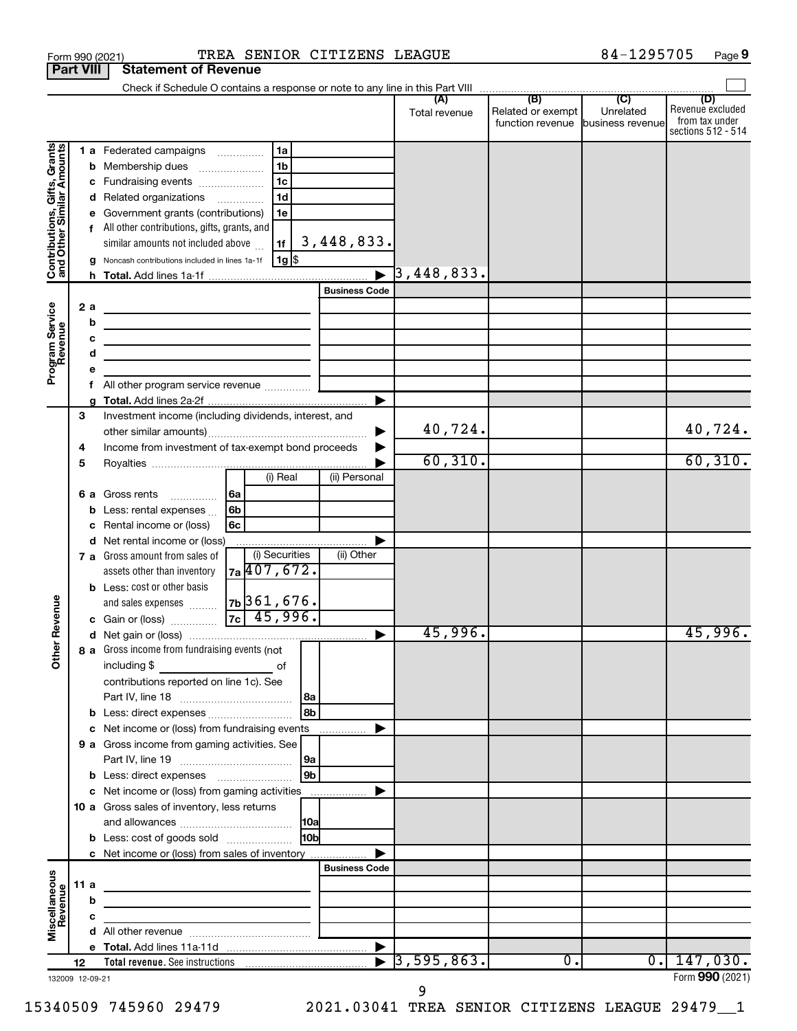Form 990 (2021) TREA SENIOR CITIZENS LEAGUE 84-1295705 Page 9

**Part VIII Statement of Revenue**

Check if Schedule O contains a response or note to any line in this Part VIII

| | | | (A) Total revenue | (B) Related or exempt function revenue | (C) Unrelated business revenue | (D) Revenue excluded from tax under sections 512 - 514 |
|---|---|---|---|---|---|---|
| **Contributions, Gifts, Grants and Other Similar Amounts** | 1 a Federated campaigns | 1a | | | | |
| | b Membership dues | 1b | | | | |
| | c Fundraising events | 1c | | | | |
| | d Related organizations | 1d | | | | |
| | e Government grants (contributions) | 1e | | | | |
| | f All other contributions, gifts, grants, and similar amounts not included above | 1f 3,448,833. | | | | |
| | g Noncash contributions included in lines 1a-1f | 1g $ | | | | |
| | h Total. Add lines 1a-1f | | 3,448,833. | | | |
| **Program Service Revenue** | | Business Code | | | | |
| | 2 a | | | | | |
| | b | | | | | |
| | c | | | | | |
| | d | | | | | |
| | e | | | | | |
| | f All other program service revenue | | | | | |
| | g Total. Add lines 2a-2f | | | | | |
| **Other Revenue** | 3 Investment income (including dividends, interest, and other similar amounts) | | 40,724. | | | 40,724. |
| | 4 Income from investment of tax-exempt bond proceeds | | | | | |
| | 5 Royalties | | 60,310. | | | 60,310. |
| | | (i) Real / (ii) Personal | | | | |
| | 6 a Gross rents | 6a | | | | |
| | b Less: rental expenses | 6b | | | | |
| | c Rental income or (loss) | 6c | | | | |
| | d Net rental income or (loss) | | | | | |
| | | (i) Securities / (ii) Other | | | | |
| | 7 a Gross amount from sales of assets other than inventory | 7a 407,672. | | | | |
| | b Less: cost or other basis and sales expenses | 7b 361,676. | | | | |
| | c Gain or (loss) | 7c 45,996. | | | | |
| | d Net gain or (loss) | | 45,996. | | | 45,996. |
| | 8 a Gross income from fundraising events (not including $ ____ of contributions reported on line 1c). See Part IV, line 18 | 8a | | | | |
| | b Less: direct expenses | 8b | | | | |
| | c Net income or (loss) from fundraising events | | | | | |
| | 9 a Gross income from gaming activities. See Part IV, line 19 | 9a | | | | |
| | b Less: direct expenses | 9b | | | | |
| | c Net income or (loss) from gaming activities | | | | | |
| | 10 a Gross sales of inventory, less returns and allowances | 10a | | | | |
| | b Less: cost of goods sold | 10b | | | | |
| | c Net income or (loss) from sales of inventory | | | | | |
| **Miscellaneous Revenue** | | Business Code | | | | |
| | 11 a | | | | | |
| | b | | | | | |
| | c | | | | | |
| | d All other revenue | | | | | |
| | e Total. Add lines 11a-11d | | | | | |
| | 12 Total revenue. See instructions | | 3,595,863. | 0. | 0. | 147,030. |

132009 12-09-21

Form 990 (2021)

15340509 745960 29479 2021.03041 TREA SENIOR CITIZENS LEAGUE 29479__1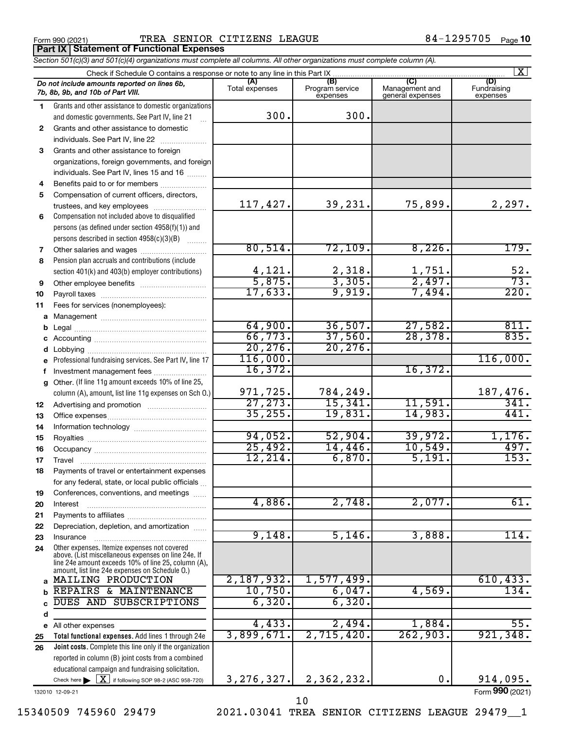Form 990 (2021) TREA SENIOR CITIZENS LEAGUE 84-1295705

**Part IX | Statement of Functional Expenses**

*Section 501(c)(3) and 501(c)(4) organizations must complete all columns. All other organizations must complete column (A).*

Check if Schedule O contains a response or note to any line in this Part IX [X]

| *Do not include amounts reported on lines 6b, 7b, 8b, 9b, and 10b of Part VIII.* | (A) Total expenses | (B) Program service expenses | (C) Management and general expenses | (D) Fundraising expenses |
|---|---|---|---|---|
| **1** Grants and other assistance to domestic organizations and domestic governments. See Part IV, line 21 | 300. | 300. | | |
| **2** Grants and other assistance to domestic individuals. See Part IV, line 22 | | | | |
| **3** Grants and other assistance to foreign organizations, foreign governments, and foreign individuals. See Part IV, lines 15 and 16 | | | | |
| **4** Benefits paid to or for members | | | | |
| **5** Compensation of current officers, directors, trustees, and key employees | 117,427. | 39,231. | 75,899. | 2,297. |
| **6** Compensation not included above to disqualified persons (as defined under section 4958(f)(1)) and persons described in section 4958(c)(3)(B) | | | | |
| **7** Other salaries and wages | 80,514. | 72,109. | 8,226. | 179. |
| **8** Pension plan accruals and contributions (include section 401(k) and 403(b) employer contributions) | 4,121. | 2,318. | 1,751. | 52. |
| **9** Other employee benefits | 5,875. | 3,305. | 2,497. | 73. |
| **10** Payroll taxes | 17,633. | 9,919. | 7,494. | 220. |
| **11** Fees for services (nonemployees): | | | | |
| **a** Management | | | | |
| **b** Legal | 64,900. | 36,507. | 27,582. | 811. |
| **c** Accounting | 66,773. | 37,560. | 28,378. | 835. |
| **d** Lobbying | 20,276. | 20,276. | | |
| **e** Professional fundraising services. See Part IV, line 17 | 116,000. | | | 116,000. |
| **f** Investment management fees | 16,372. | | 16,372. | |
| **g** Other. (If line 11g amount exceeds 10% of line 25, column (A), amount, list line 11g expenses on Sch O.) | 971,725. | 784,249. | | 187,476. |
| **12** Advertising and promotion | 27,273. | 15,341. | 11,591. | 341. |
| **13** Office expenses | 35,255. | 19,831. | 14,983. | 441. |
| **14** Information technology | | | | |
| **15** Royalties | 94,052. | 52,904. | 39,972. | 1,176. |
| **16** Occupancy | 25,492. | 14,446. | 10,549. | 497. |
| **17** Travel | 12,214. | 6,870. | 5,191. | 153. |
| **18** Payments of travel or entertainment expenses for any federal, state, or local public officials | | | | |
| **19** Conferences, conventions, and meetings | | | | |
| **20** Interest | 4,886. | 2,748. | 2,077. | 61. |
| **21** Payments to affiliates | | | | |
| **22** Depreciation, depletion, and amortization | | | | |
| **23** Insurance | 9,148. | 5,146. | 3,888. | 114. |
| **24** Other expenses. Itemize expenses not covered above. (List miscellaneous expenses on line 24e. If line 24e amount exceeds 10% of line 25, column (A), amount, list line 24e expenses on Schedule O.) | | | | |
| **a** MAILING PRODUCTION | 2,187,932. | 1,577,499. | | 610,433. |
| **b** REPAIRS & MAINTENANCE | 10,750. | 6,047. | 4,569. | 134. |
| **c** DUES AND SUBSCRIPTIONS | 6,320. | 6,320. | | |
| **d** | | | | |
| **e** All other expenses | 4,433. | 2,494. | 1,884. | 55. |
| **25** **Total functional expenses.** Add lines 1 through 24e | 3,899,671. | 2,715,420. | 262,903. | 921,348. |
| **26** **Joint costs.** Complete this line only if the organization reported in column (B) joint costs from a combined educational campaign and fundraising solicitation. Check here [X] if following SOP 98-2 (ASC 958-720) | 3,276,327. | 2,362,232. | 0. | 914,095. |

Form **990** (2021)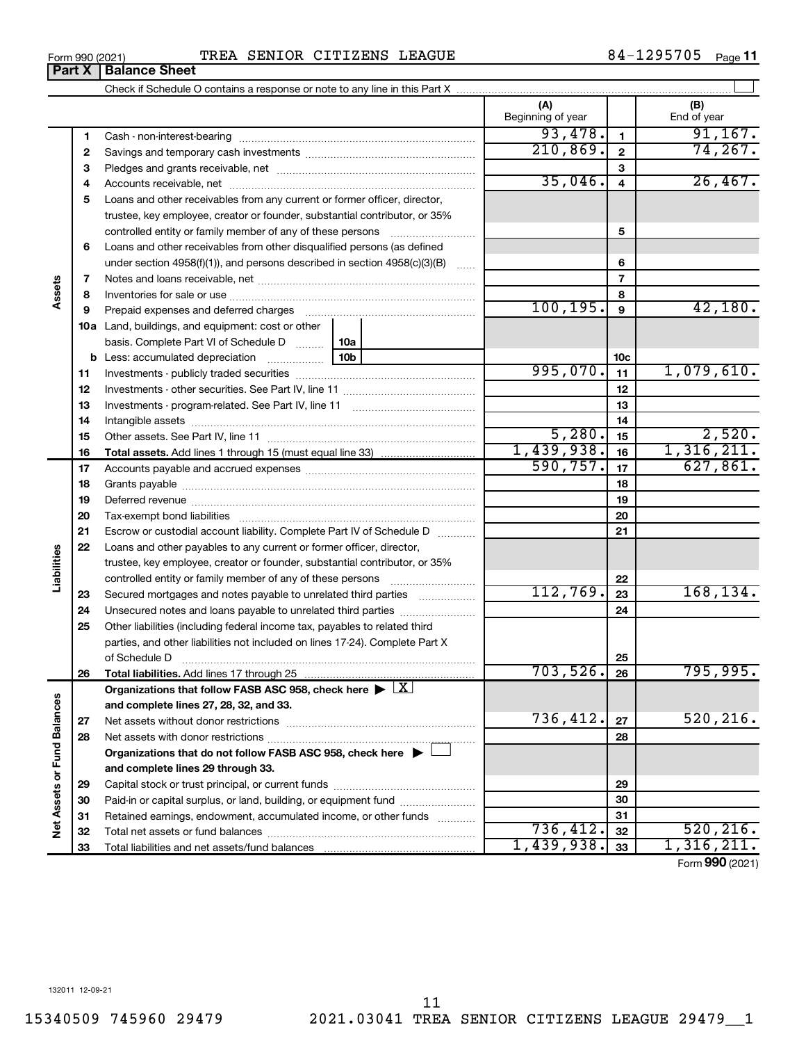Form 990 (2021) TREA SENIOR CITIZENS LEAGUE 84-1295705

## Part X Balance Sheet

Check if Schedule O contains a response or note to any line in this Part X

| Section | Line | Description | (A) Beginning of year | Line | (B) End of year |
|---|---|---|---|---|---|
| Assets | 1 | Cash - non-interest-bearing | 93,478. | 1 | 91,167. |
| | 2 | Savings and temporary cash investments | 210,869. | 2 | 74,267. |
| | 3 | Pledges and grants receivable, net | | 3 | |
| | 4 | Accounts receivable, net | 35,046. | 4 | 26,467. |
| | 5 | Loans and other receivables from any current or former officer, director, trustee, key employee, creator or founder, substantial contributor, or 35% controlled entity or family member of any of these persons | | 5 | |
| | 6 | Loans and other receivables from other disqualified persons (as defined under section 4958(f)(1)), and persons described in section 4958(c)(3)(B) | | 6 | |
| | 7 | Notes and loans receivable, net | | 7 | |
| | 8 | Inventories for sale or use | | 8 | |
| | 9 | Prepaid expenses and deferred charges | 100,195. | 9 | 42,180. |
| | 10a | Land, buildings, and equipment: cost or other basis. Complete Part VI of Schedule D (10a) | | | |
| | b | Less: accumulated depreciation (10b) | | 10c | |
| | 11 | Investments - publicly traded securities | 995,070. | 11 | 1,079,610. |
| | 12 | Investments - other securities. See Part IV, line 11 | | 12 | |
| | 13 | Investments - program-related. See Part IV, line 11 | | 13 | |
| | 14 | Intangible assets | | 14 | |
| | 15 | Other assets. See Part IV, line 11 | 5,280. | 15 | 2,520. |
| | 16 | **Total assets.** Add lines 1 through 15 (must equal line 33) | 1,439,938. | 16 | 1,316,211. |
| Liabilities | 17 | Accounts payable and accrued expenses | 590,757. | 17 | 627,861. |
| | 18 | Grants payable | | 18 | |
| | 19 | Deferred revenue | | 19 | |
| | 20 | Tax-exempt bond liabilities | | 20 | |
| | 21 | Escrow or custodial account liability. Complete Part IV of Schedule D | | 21 | |
| | 22 | Loans and other payables to any current or former officer, director, trustee, key employee, creator or founder, substantial contributor, or 35% controlled entity or family member of any of these persons | | 22 | |
| | 23 | Secured mortgages and notes payable to unrelated third parties | 112,769. | 23 | 168,134. |
| | 24 | Unsecured notes and loans payable to unrelated third parties | | 24 | |
| | 25 | Other liabilities (including federal income tax, payables to related third parties, and other liabilities not included on lines 17-24). Complete Part X of Schedule D | | 25 | |
| | 26 | **Total liabilities.** Add lines 17 through 25 | 703,526. | 26 | 795,995. |
| Net Assets or Fund Balances | | **Organizations that follow FASB ASC 958, check here** ▶ [X] **and complete lines 27, 28, 32, and 33.** | | | |
| | 27 | Net assets without donor restrictions | 736,412. | 27 | 520,216. |
| | 28 | Net assets with donor restrictions | | 28 | |
| | | **Organizations that do not follow FASB ASC 958, check here** ▶ [ ] **and complete lines 29 through 33.** | | | |
| | 29 | Capital stock or trust principal, or current funds | | 29 | |
| | 30 | Paid-in or capital surplus, or land, building, or equipment fund | | 30 | |
| | 31 | Retained earnings, endowment, accumulated income, or other funds | | 31 | |
| | 32 | Total net assets or fund balances | 736,412. | 32 | 520,216. |
| | 33 | Total liabilities and net assets/fund balances | 1,439,938. | 33 | 1,316,211. |

Form **990** (2021)

132011 12-09-21

15340509 745960 29479 2021.03041 TREA SENIOR CITIZENS LEAGUE 29479__1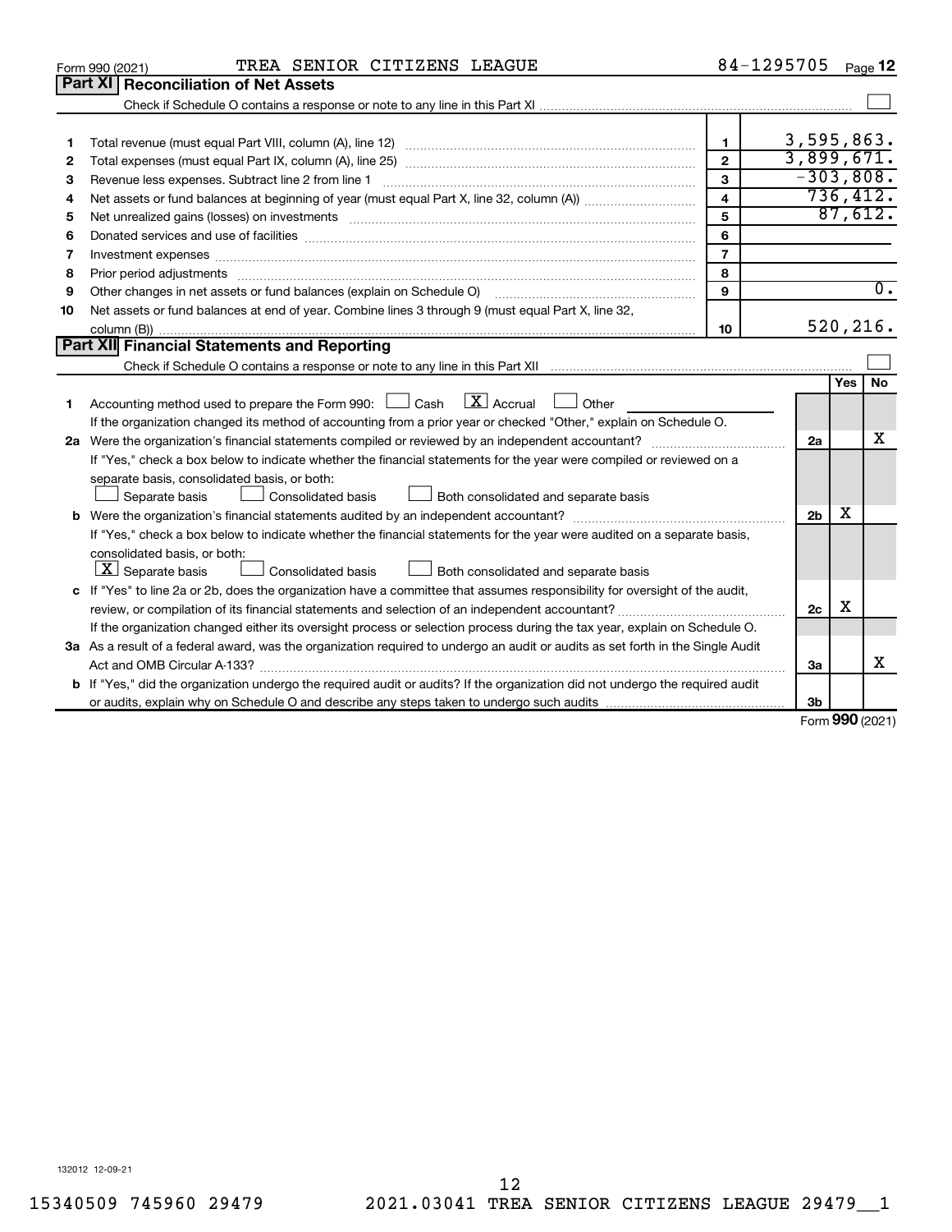Form 990 (2021) TREA SENIOR CITIZENS LEAGUE 84-1295705

## Part XI Reconciliation of Net Assets

Check if Schedule O contains a response or note to any line in this Part XI ☐

| | | | |
|---|---|---|---|
| 1 | Total revenue (must equal Part VIII, column (A), line 12) | 1 | 3,595,863. |
| 2 | Total expenses (must equal Part IX, column (A), line 25) | 2 | 3,899,671. |
| 3 | Revenue less expenses. Subtract line 2 from line 1 | 3 | -303,808. |
| 4 | Net assets or fund balances at beginning of year (must equal Part X, line 32, column (A)) | 4 | 736,412. |
| 5 | Net unrealized gains (losses) on investments | 5 | 87,612. |
| 6 | Donated services and use of facilities | 6 | |
| 7 | Investment expenses | 7 | |
| 8 | Prior period adjustments | 8 | |
| 9 | Other changes in net assets or fund balances (explain on Schedule O) | 9 | 0. |
| 10 | Net assets or fund balances at end of year. Combine lines 3 through 9 (must equal Part X, line 32, column (B)) | 10 | 520,216. |

## Part XII Financial Statements and Reporting

Check if Schedule O contains a response or note to any line in this Part XII ☐

| | | | Yes | No |
|---|---|---|---|---|
| 1 | Accounting method used to prepare the Form 990: ☐ Cash ☒ Accrual ☐ Other<br>If the organization changed its method of accounting from a prior year or checked "Other," explain on Schedule O. | | | |
| 2a | Were the organization's financial statements compiled or reviewed by an independent accountant?<br>If "Yes," check a box below to indicate whether the financial statements for the year were compiled or reviewed on a separate basis, consolidated basis, or both:<br>☐ Separate basis ☐ Consolidated basis ☐ Both consolidated and separate basis | 2a | | X |
| b | Were the organization's financial statements audited by an independent accountant?<br>If "Yes," check a box below to indicate whether the financial statements for the year were audited on a separate basis, consolidated basis, or both:<br>☒ Separate basis ☐ Consolidated basis ☐ Both consolidated and separate basis | 2b | X | |
| c | If "Yes" to line 2a or 2b, does the organization have a committee that assumes responsibility for oversight of the audit, review, or compilation of its financial statements and selection of an independent accountant?<br>If the organization changed either its oversight process or selection process during the tax year, explain on Schedule O. | 2c | X | |
| 3a | As a result of a federal award, was the organization required to undergo an audit or audits as set forth in the Single Audit Act and OMB Circular A-133? | 3a | | X |
| b | If "Yes," did the organization undergo the required audit or audits? If the organization did not undergo the required audit or audits, explain why on Schedule O and describe any steps taken to undergo such audits | 3b | | |

Form **990** (2021)

132012 12-09-21

15340509 745960 29479 2021.03041 TREA SENIOR CITIZENS LEAGUE 29479__1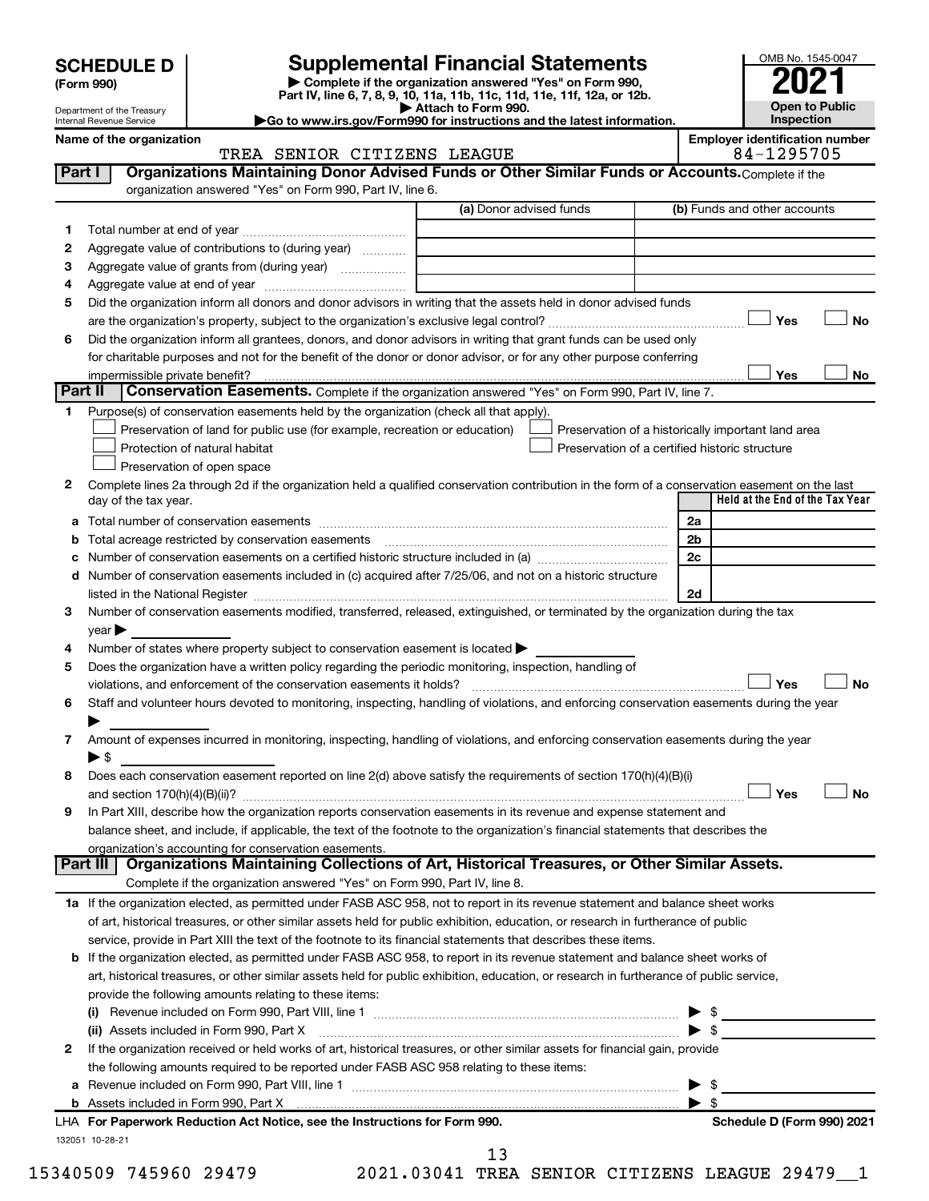# SCHEDULE D (Form 990)

Department of the Treasury
Internal Revenue Service

## Supplemental Financial Statements

▶ Complete if the organization answered "Yes" on Form 990, Part IV, line 6, 7, 8, 9, 10, 11a, 11b, 11c, 11d, 11e, 11f, 12a, or 12b.
▶ Attach to Form 990.
▶Go to www.irs.gov/Form990 for instructions and the latest information.

OMB No. 1545-0047
**2021**
**Open to Public Inspection**

Name of the organization: TREA SENIOR CITIZENS LEAGUE
Employer identification number: 84-1295705

### Part I Organizations Maintaining Donor Advised Funds or Other Similar Funds or Accounts. Complete if the organization answered "Yes" on Form 990, Part IV, line 6.

| | | (a) Donor advised funds | (b) Funds and other accounts |
|---|---|---|---|
| 1 | Total number at end of year | | |
| 2 | Aggregate value of contributions to (during year) | | |
| 3 | Aggregate value of grants from (during year) | | |
| 4 | Aggregate value at end of year | | |

5 Did the organization inform all donors and donor advisors in writing that the assets held in donor advised funds are the organization's property, subject to the organization's exclusive legal control? ☐ Yes ☐ No

6 Did the organization inform all grantees, donors, and donor advisors in writing that grant funds can be used only for charitable purposes and not for the benefit of the donor or donor advisor, or for any other purpose conferring impermissible private benefit? ☐ Yes ☐ No

### Part II Conservation Easements. Complete if the organization answered "Yes" on Form 990, Part IV, line 7.

1 Purpose(s) of conservation easements held by the organization (check all that apply).
- ☐ Preservation of land for public use (for example, recreation or education)
- ☐ Protection of natural habitat
- ☐ Preservation of open space
- ☐ Preservation of a historically important land area
- ☐ Preservation of a certified historic structure

2 Complete lines 2a through 2d if the organization held a qualified conservation contribution in the form of a conservation easement on the last day of the tax year.

| | | | Held at the End of the Tax Year |
|---|---|---|---|
| a | Total number of conservation easements | 2a | |
| b | Total acreage restricted by conservation easements | 2b | |
| c | Number of conservation easements on a certified historic structure included in (a) | 2c | |
| d | Number of conservation easements included in (c) acquired after 7/25/06, and not on a historic structure listed in the National Register | 2d | |

3 Number of conservation easements modified, transferred, released, extinguished, or terminated by the organization during the tax year ▶

4 Number of states where property subject to conservation easement is located ▶

5 Does the organization have a written policy regarding the periodic monitoring, inspection, handling of violations, and enforcement of the conservation easements it holds? ☐ Yes ☐ No

6 Staff and volunteer hours devoted to monitoring, inspecting, handling of violations, and enforcing conservation easements during the year ▶

7 Amount of expenses incurred in monitoring, inspecting, handling of violations, and enforcing conservation easements during the year ▶ $

8 Does each conservation easement reported on line 2(d) above satisfy the requirements of section 170(h)(4)(B)(i) and section 170(h)(4)(B)(ii)? ☐ Yes ☐ No

9 In Part XIII, describe how the organization reports conservation easements in its revenue and expense statement and balance sheet, and include, if applicable, the text of the footnote to the organization's financial statements that describes the organization's accounting for conservation easements.

### Part III Organizations Maintaining Collections of Art, Historical Treasures, or Other Similar Assets. Complete if the organization answered "Yes" on Form 990, Part IV, line 8.

1a If the organization elected, as permitted under FASB ASC 958, not to report in its revenue statement and balance sheet works of art, historical treasures, or other similar assets held for public exhibition, education, or research in furtherance of public service, provide in Part XIII the text of the footnote to its financial statements that describes these items.

b If the organization elected, as permitted under FASB ASC 958, to report in its revenue statement and balance sheet works of art, historical treasures, or other similar assets held for public exhibition, education, or research in furtherance of public service, provide the following amounts relating to these items:

(i) Revenue included on Form 990, Part VIII, line 1 ▶ $

(ii) Assets included in Form 990, Part X ▶ $

2 If the organization received or held works of art, historical treasures, or other similar assets for financial gain, provide the following amounts required to be reported under FASB ASC 958 relating to these items:

a Revenue included on Form 990, Part VIII, line 1 ▶ $

b Assets included in Form 990, Part X ▶ $

LHA For Paperwork Reduction Act Notice, see the Instructions for Form 990. Schedule D (Form 990) 2021

132051 10-28-21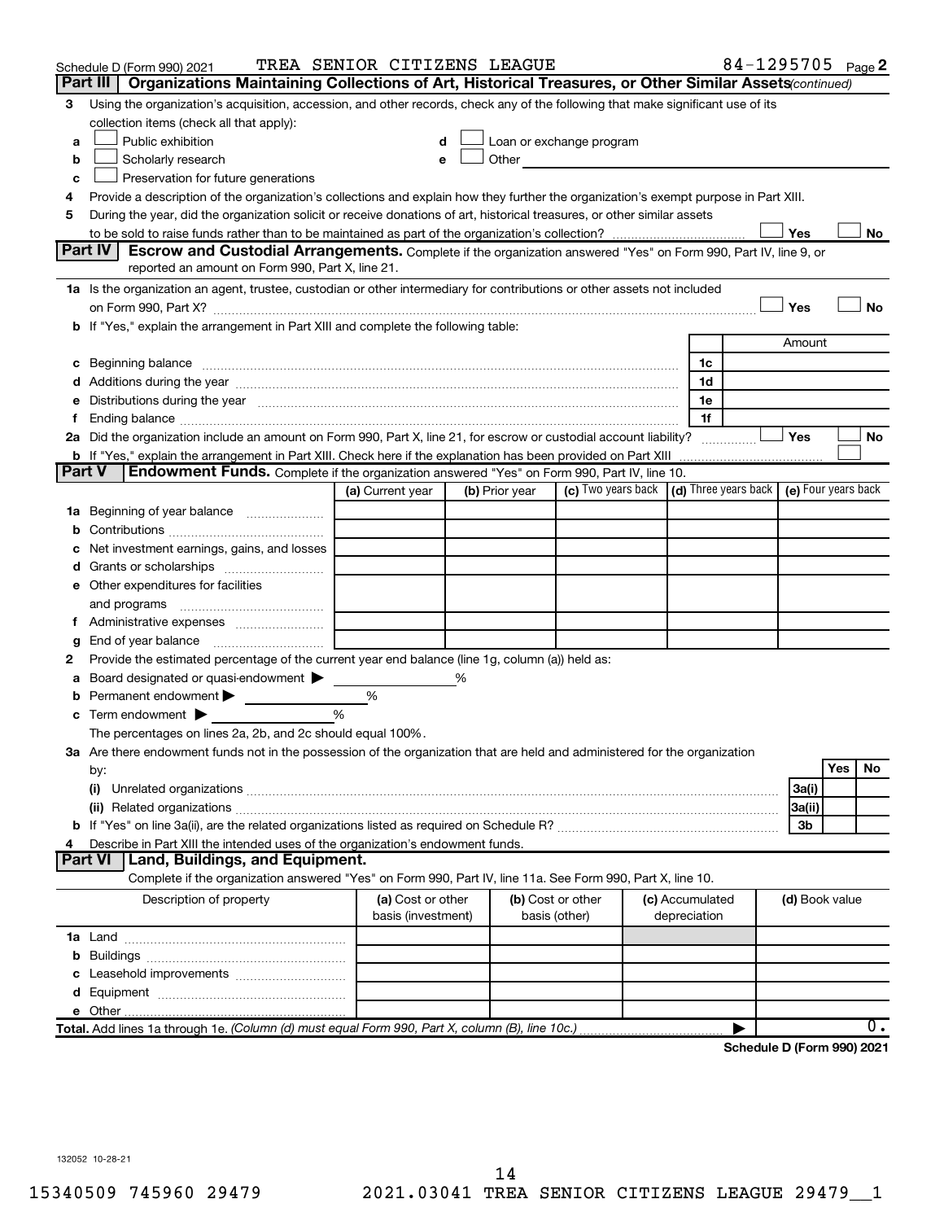Schedule D (Form 990) 2021 TREA SENIOR CITIZENS LEAGUE 84-1295705 Page 2

## Part III Organizations Maintaining Collections of Art, Historical Treasures, or Other Similar Assets *(continued)*

3 Using the organization's acquisition, accession, and other records, check any of the following that make significant use of its collection items (check all that apply):

- a ☐ Public exhibition
- b ☐ Scholarly research
- c ☐ Preservation for future generations
- d ☐ Loan or exchange program
- e ☐ Other

4 Provide a description of the organization's collections and explain how they further the organization's exempt purpose in Part XIII.

5 During the year, did the organization solicit or receive donations of art, historical treasures, or other similar assets to be sold to raise funds rather than to be maintained as part of the organization's collection? ☐ Yes ☐ No

## Part IV Escrow and Custodial Arrangements.

Complete if the organization answered "Yes" on Form 990, Part IV, line 9, or reported an amount on Form 990, Part X, line 21.

1a Is the organization an agent, trustee, custodian or other intermediary for contributions or other assets not included on Form 990, Part X? ☐ Yes ☐ No

b If "Yes," explain the arrangement in Part XIII and complete the following table:

| | | Amount |
|---|---|---|
| c Beginning balance | 1c | |
| d Additions during the year | 1d | |
| e Distributions during the year | 1e | |
| f Ending balance | 1f | |

2a Did the organization include an amount on Form 990, Part X, line 21, for escrow or custodial account liability? ☐ Yes ☐ No

b If "Yes," explain the arrangement in Part XIII. Check here if the explanation has been provided on Part XIII ☐

## Part V Endowment Funds.

Complete if the organization answered "Yes" on Form 990, Part IV, line 10.

| | (a) Current year | (b) Prior year | (c) Two years back | (d) Three years back | (e) Four years back |
|---|---|---|---|---|---|
| 1a Beginning of year balance | | | | | |
| b Contributions | | | | | |
| c Net investment earnings, gains, and losses | | | | | |
| d Grants or scholarships | | | | | |
| e Other expenditures for facilities and programs | | | | | |
| f Administrative expenses | | | | | |
| g End of year balance | | | | | |

2 Provide the estimated percentage of the current year end balance (line 1g, column (a)) held as:

- a Board designated or quasi-endowment ▶ %
- b Permanent endowment ▶ %
- c Term endowment ▶ %

The percentages on lines 2a, 2b, and 2c should equal 100%.

3a Are there endowment funds not in the possession of the organization that are held and administered for the organization by:

| | | Yes | No |
|---|---|---|---|
| (i) Unrelated organizations | 3a(i) | | |
| (ii) Related organizations | 3a(ii) | | |
| b If "Yes" on line 3a(ii), are the related organizations listed as required on Schedule R? | 3b | | |

4 Describe in Part XIII the intended uses of the organization's endowment funds.

## Part VI Land, Buildings, and Equipment.

Complete if the organization answered "Yes" on Form 990, Part IV, line 11a. See Form 990, Part X, line 10.

| Description of property | (a) Cost or other basis (investment) | (b) Cost or other basis (other) | (c) Accumulated depreciation | (d) Book value |
|---|---|---|---|---|
| 1a Land | | | | |
| b Buildings | | | | |
| c Leasehold improvements | | | | |
| d Equipment | | | | |
| e Other | | | | |
| **Total.** Add lines 1a through 1e. *(Column (d) must equal Form 990, Part X, column (B), line 10c.)* | | | ▶ | 0. |

Schedule D (Form 990) 2021

132052 10-28-21

15340509 745960 29479 2021.03041 TREA SENIOR CITIZENS LEAGUE 29479__1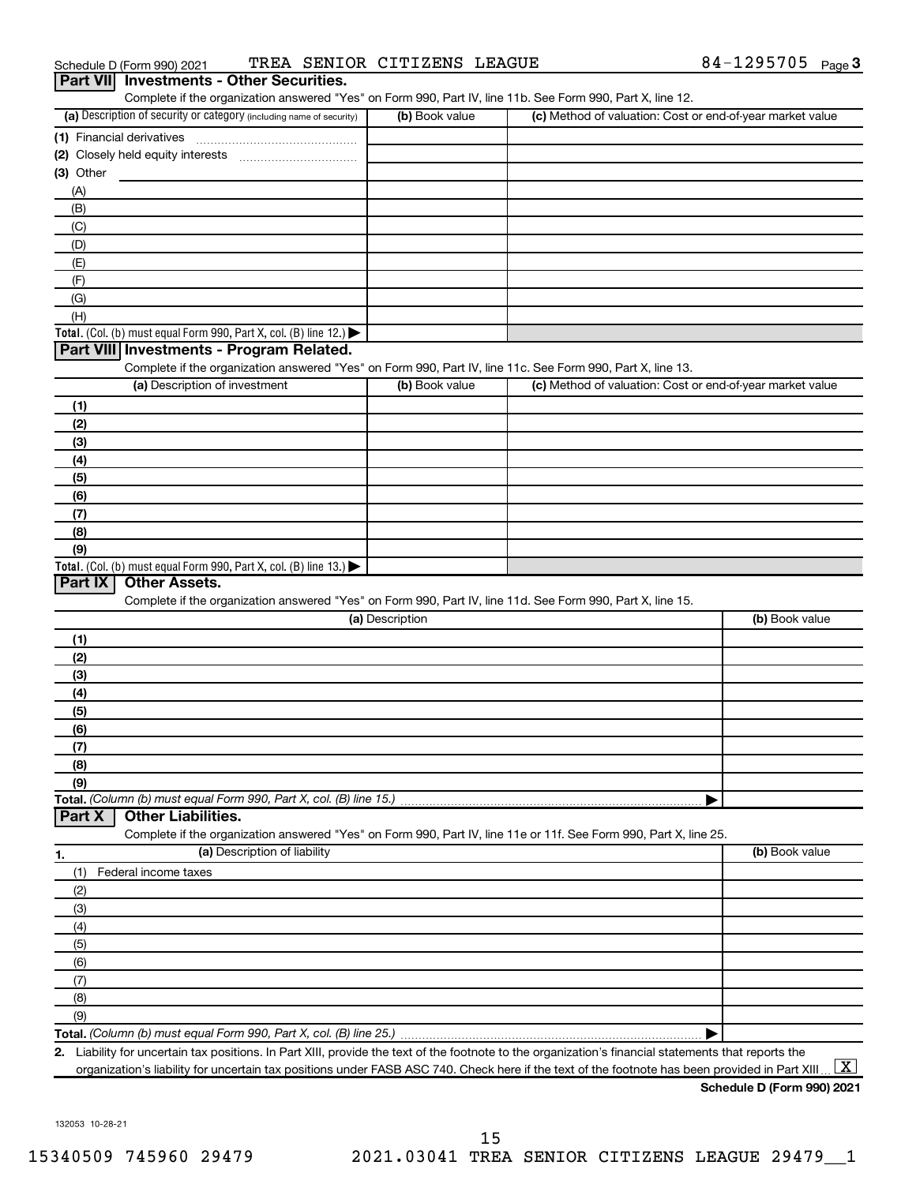Schedule D (Form 990) 2021 TREA SENIOR CITIZENS LEAGUE 84-1295705 Page 3

## Part VII Investments - Other Securities.

Complete if the organization answered "Yes" on Form 990, Part IV, line 11b. See Form 990, Part X, line 12.

| (a) Description of security or category (including name of security) | (b) Book value | (c) Method of valuation: Cost or end-of-year market value |
|---|---|---|
| (1) Financial derivatives | | |
| (2) Closely held equity interests | | |
| (3) Other | | |
| (A) | | |
| (B) | | |
| (C) | | |
| (D) | | |
| (E) | | |
| (F) | | |
| (G) | | |
| (H) | | |
| **Total.** (Col. (b) must equal Form 990, Part X, col. (B) line 12.) ▶ | | |

## Part VIII Investments - Program Related.

Complete if the organization answered "Yes" on Form 990, Part IV, line 11c. See Form 990, Part X, line 13.

| (a) Description of investment | (b) Book value | (c) Method of valuation: Cost or end-of-year market value |
|---|---|---|
| (1) | | |
| (2) | | |
| (3) | | |
| (4) | | |
| (5) | | |
| (6) | | |
| (7) | | |
| (8) | | |
| (9) | | |
| **Total.** (Col. (b) must equal Form 990, Part X, col. (B) line 13.) ▶ | | |

## Part IX Other Assets.

Complete if the organization answered "Yes" on Form 990, Part IV, line 11d. See Form 990, Part X, line 15.

| (a) Description | (b) Book value |
|---|---|
| (1) | |
| (2) | |
| (3) | |
| (4) | |
| (5) | |
| (6) | |
| (7) | |
| (8) | |
| (9) | |
| **Total.** *(Column (b) must equal Form 990, Part X, col. (B) line 15.)* ▶ | |

## Part X Other Liabilities.

Complete if the organization answered "Yes" on Form 990, Part IV, line 11e or 11f. See Form 990, Part X, line 25.

| 1. (a) Description of liability | (b) Book value |
|---|---|
| (1) Federal income taxes | |
| (2) | |
| (3) | |
| (4) | |
| (5) | |
| (6) | |
| (7) | |
| (8) | |
| (9) | |
| **Total.** *(Column (b) must equal Form 990, Part X, col. (B) line 25.)* ▶ | |

2. Liability for uncertain tax positions. In Part XIII, provide the text of the footnote to the organization's financial statements that reports the organization's liability for uncertain tax positions under FASB ASC 740. Check here if the text of the footnote has been provided in Part XIII ... [X]

**Schedule D (Form 990) 2021**

132053 10-28-21

15340509 745960 29479 2021.03041 TREA SENIOR CITIZENS LEAGUE 29479__1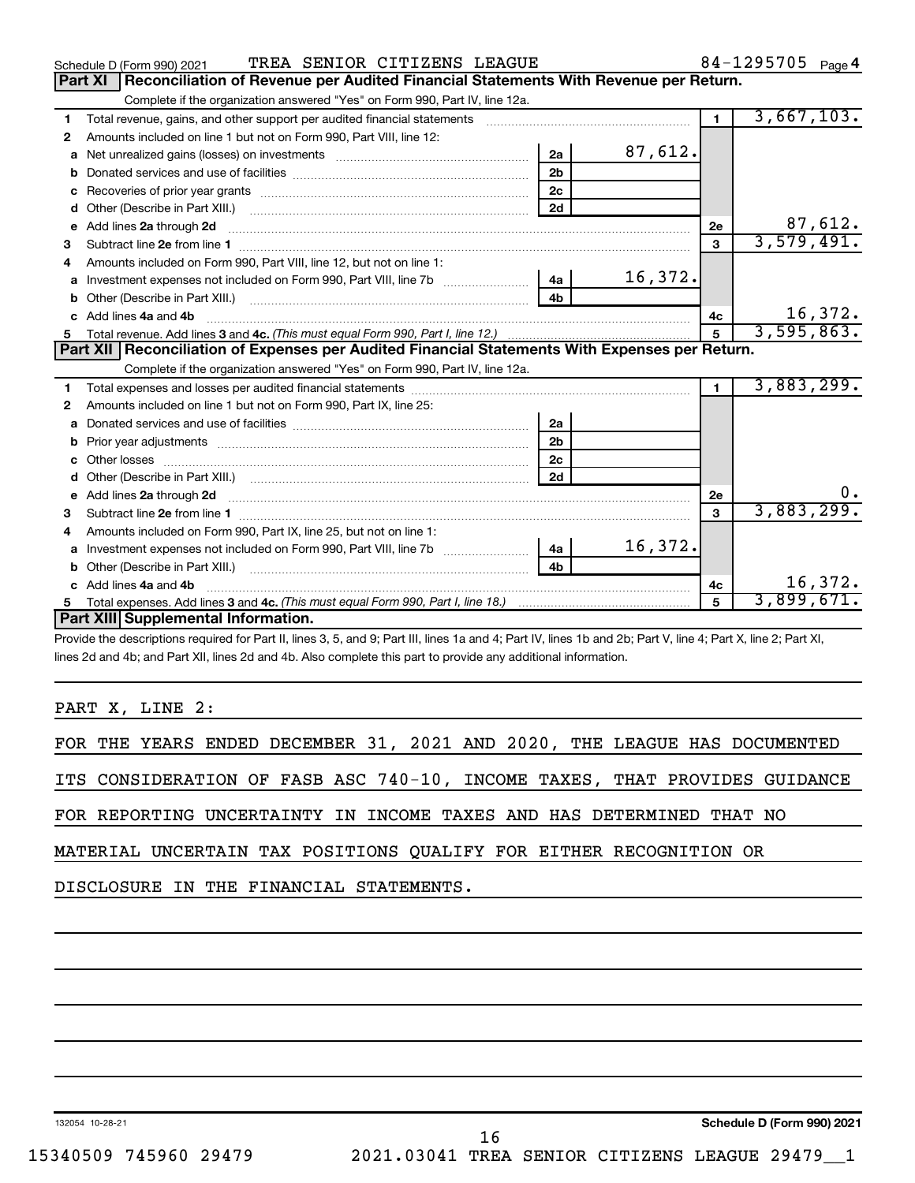Schedule D (Form 990) 2021 TREA SENIOR CITIZENS LEAGUE 84-1295705 Page 4

## Part XI Reconciliation of Revenue per Audited Financial Statements With Revenue per Return.

Complete if the organization answered "Yes" on Form 990, Part IV, line 12a.

| | | | | | |
|---|---|---|---|---|---|
| 1 | Total revenue, gains, and other support per audited financial statements | | | 1 | 3,667,103. |
| 2 | Amounts included on line 1 but not on Form 990, Part VIII, line 12: | | | | |
| a | Net unrealized gains (losses) on investments | 2a | 87,612. | | |
| b | Donated services and use of facilities | 2b | | | |
| c | Recoveries of prior year grants | 2c | | | |
| d | Other (Describe in Part XIII.) | 2d | | | |
| e | Add lines 2a through 2d | | | 2e | 87,612. |
| 3 | Subtract line 2e from line 1 | | | 3 | 3,579,491. |
| 4 | Amounts included on Form 990, Part VIII, line 12, but not on line 1: | | | | |
| a | Investment expenses not included on Form 990, Part VIII, line 7b | 4a | 16,372. | | |
| b | Other (Describe in Part XIII.) | 4b | | | |
| c | Add lines 4a and 4b | | | 4c | 16,372. |
| 5 | Total revenue. Add lines 3 and 4c. *(This must equal Form 990, Part I, line 12.)* | | | 5 | 3,595,863. |

## Part XII Reconciliation of Expenses per Audited Financial Statements With Expenses per Return.

Complete if the organization answered "Yes" on Form 990, Part IV, line 12a.

| | | | | | |
|---|---|---|---|---|---|
| 1 | Total expenses and losses per audited financial statements | | | 1 | 3,883,299. |
| 2 | Amounts included on line 1 but not on Form 990, Part IX, line 25: | | | | |
| a | Donated services and use of facilities | 2a | | | |
| b | Prior year adjustments | 2b | | | |
| c | Other losses | 2c | | | |
| d | Other (Describe in Part XIII.) | 2d | | | |
| e | Add lines 2a through 2d | | | 2e | 0. |
| 3 | Subtract line 2e from line 1 | | | 3 | 3,883,299. |
| 4 | Amounts included on Form 990, Part IX, line 25, but not on line 1: | | | | |
| a | Investment expenses not included on Form 990, Part VIII, line 7b | 4a | 16,372. | | |
| b | Other (Describe in Part XIII.) | 4b | | | |
| c | Add lines 4a and 4b | | | 4c | 16,372. |
| 5 | Total expenses. Add lines 3 and 4c. *(This must equal Form 990, Part I, line 18.)* | | | 5 | 3,899,671. |

## Part XIII Supplemental Information.

Provide the descriptions required for Part II, lines 3, 5, and 9; Part III, lines 1a and 4; Part IV, lines 1b and 2b; Part V, line 4; Part X, line 2; Part XI, lines 2d and 4b; and Part XII, lines 2d and 4b. Also complete this part to provide any additional information.

PART X, LINE 2:

FOR THE YEARS ENDED DECEMBER 31, 2021 AND 2020, THE LEAGUE HAS DOCUMENTED ITS CONSIDERATION OF FASB ASC 740-10, INCOME TAXES, THAT PROVIDES GUIDANCE FOR REPORTING UNCERTAINTY IN INCOME TAXES AND HAS DETERMINED THAT NO MATERIAL UNCERTAIN TAX POSITIONS QUALIFY FOR EITHER RECOGNITION OR DISCLOSURE IN THE FINANCIAL STATEMENTS.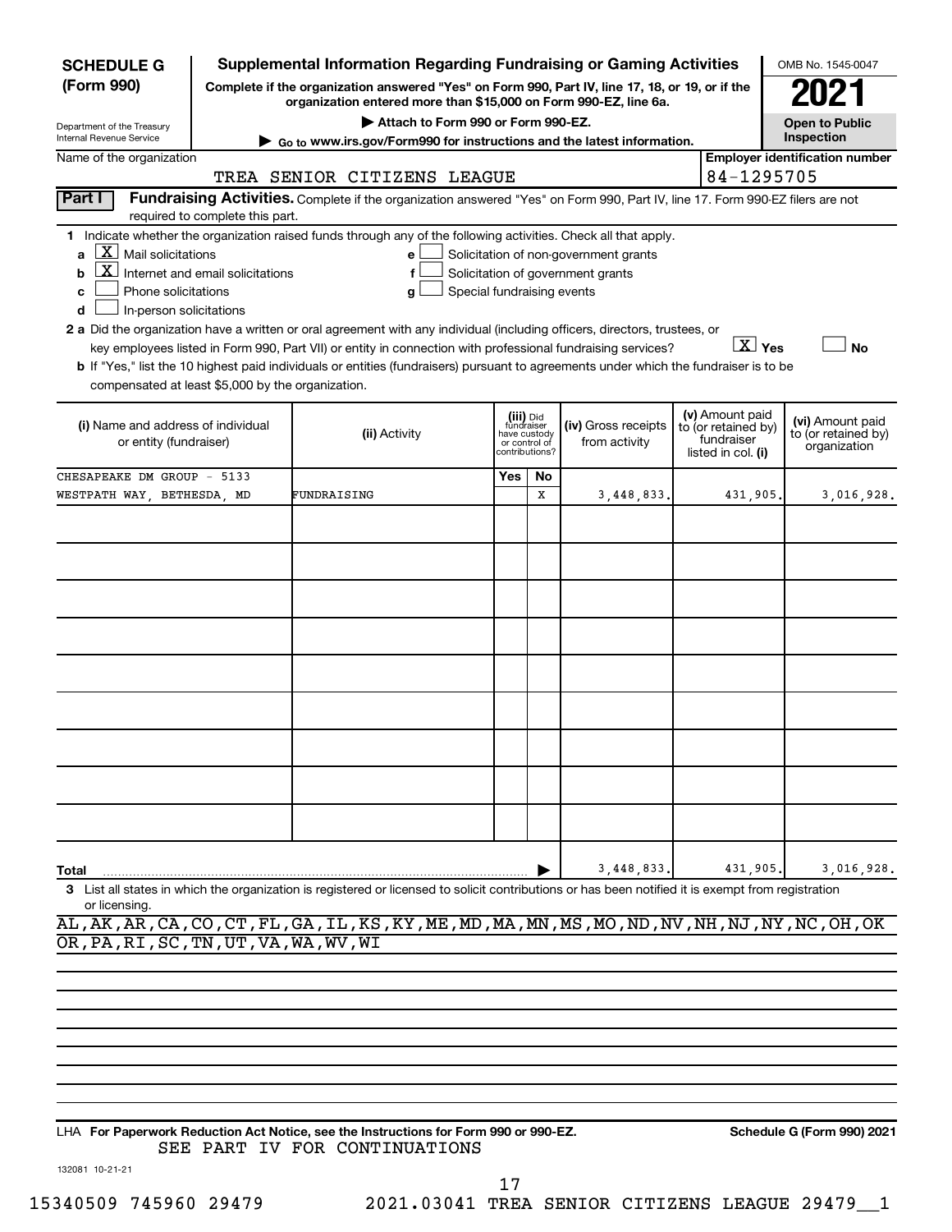**SCHEDULE G (Form 990)**

Department of the Treasury
Internal Revenue Service

# Supplemental Information Regarding Fundraising or Gaming Activities

**Complete if the organization answered "Yes" on Form 990, Part IV, line 17, 18, or 19, or if the organization entered more than $15,000 on Form 990-EZ, line 6a.**

**▶ Attach to Form 990 or Form 990-EZ.**

**▶ Go to www.irs.gov/Form990 for instructions and the latest information.**

OMB No. 1545-0047

**2021**

**Open to Public Inspection**

Name of the organization: TREA SENIOR CITIZENS LEAGUE

Employer identification number: 84-1295705

## Part I Fundraising Activities.

Complete if the organization answered "Yes" on Form 990, Part IV, line 17. Form 990-EZ filers are not required to complete this part.

**1** Indicate whether the organization raised funds through any of the following activities. Check all that apply.

- **a** [X] Mail solicitations
- **b** [X] Internet and email solicitations
- **c** [ ] Phone solicitations
- **d** [ ] In-person solicitations
- **e** [ ] Solicitation of non-government grants
- **f** [ ] Solicitation of government grants
- **g** [ ] Special fundraising events

**2 a** Did the organization have a written or oral agreement with any individual (including officers, directors, trustees, or key employees listed in Form 990, Part VII) or entity in connection with professional fundraising services? [X] Yes [ ] No

**b** If "Yes," list the 10 highest paid individuals or entities (fundraisers) pursuant to agreements under which the fundraiser is to be compensated at least $5,000 by the organization.

| (i) Name and address of individual or entity (fundraiser) | (ii) Activity | (iii) Did fundraiser have custody or control of contributions? Yes | No | (iv) Gross receipts from activity | (v) Amount paid to (or retained by) fundraiser listed in col. (i) | (vi) Amount paid to (or retained by) organization |
|---|---|---|---|---|---|---|
| CHESAPEAKE DM GROUP - 5133 WESTPATH WAY, BETHESDA, MD | FUNDRAISING | | X | 3,448,833. | 431,905. | 3,016,928. |
| | | | | | | |
| | | | | | | |
| | | | | | | |
| | | | | | | |
| | | | | | | |
| | | | | | | |
| | | | | | | |
| | | | | | | |
| | | | | | | |
| **Total** | | | | 3,448,833. | 431,905. | 3,016,928. |

**3** List all states in which the organization is registered or licensed to solicit contributions or has been notified it is exempt from registration or licensing.

AL,AK,AR,CA,CO,CT,FL,GA,IL,KS,KY,ME,MD,MA,MN,MS,MO,ND,NV,NH,NJ,NY,NC,OH,OK
OR,PA,RI,SC,TN,UT,VA,WA,WV,WI

LHA **For Paperwork Reduction Act Notice, see the Instructions for Form 990 or 990-EZ.** **Schedule G (Form 990) 2021**

SEE PART IV FOR CONTINUATIONS

132081 10-21-21

15340509 745960 29479 2021.03041 TREA SENIOR CITIZENS LEAGUE 29479__1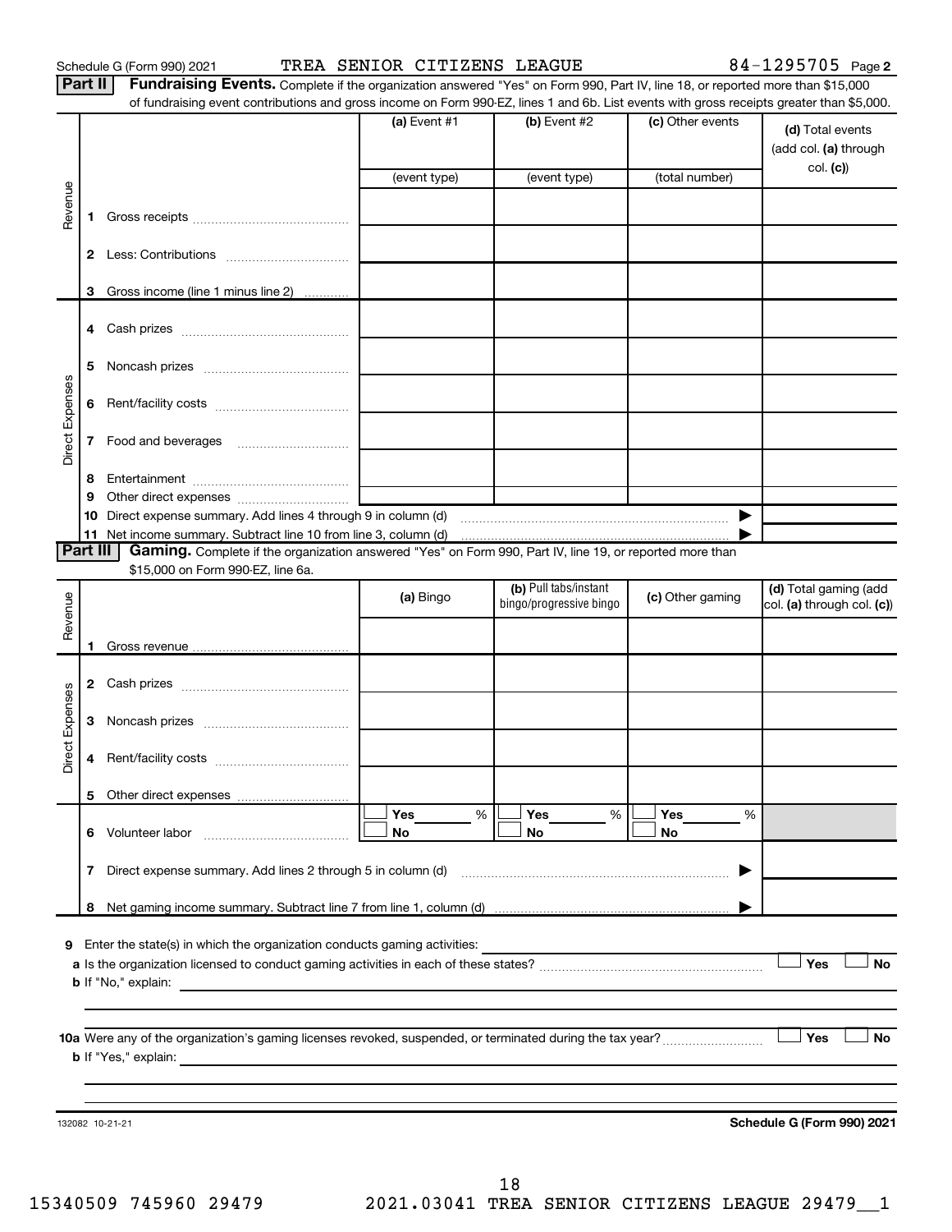Schedule G (Form 990) 2021 TREA SENIOR CITIZENS LEAGUE 84-1295705 Page 2

**Part II** **Fundraising Events.** Complete if the organization answered "Yes" on Form 990, Part IV, line 18, or reported more than $15,000 of fundraising event contributions and gross income on Form 990-EZ, lines 1 and 6b. List events with gross receipts greater than $5,000.

| | | (a) Event #1 | (b) Event #2 | (c) Other events | (d) Total events (add col. (a) through col. (c)) |
|---|---|---|---|---|---|
| | | (event type) | (event type) | (total number) | |
| Revenue | 1 Gross receipts | | | | |
| | 2 Less: Contributions | | | | |
| | 3 Gross income (line 1 minus line 2) | | | | |
| Direct Expenses | 4 Cash prizes | | | | |
| | 5 Noncash prizes | | | | |
| | 6 Rent/facility costs | | | | |
| | 7 Food and beverages | | | | |
| | 8 Entertainment | | | | |
| | 9 Other direct expenses | | | | |
| | 10 Direct expense summary. Add lines 4 through 9 in column (d) | | | ▶ | |
| | 11 Net income summary. Subtract line 10 from line 3, column (d) | | | ▶ | |

**Part III** **Gaming.** Complete if the organization answered "Yes" on Form 990, Part IV, line 19, or reported more than $15,000 on Form 990-EZ, line 6a.

| | | (a) Bingo | (b) Pull tabs/instant bingo/progressive bingo | (c) Other gaming | (d) Total gaming (add col. (a) through col. (c)) |
|---|---|---|---|---|---|
| Revenue | 1 Gross revenue | | | | |
| Direct Expenses | 2 Cash prizes | | | | |
| | 3 Noncash prizes | | | | |
| | 4 Rent/facility costs | | | | |
| | 5 Other direct expenses | | | | |
| | 6 Volunteer labor | ☐ Yes ___ % ☐ No | ☐ Yes ___ % ☐ No | ☐ Yes ___ % ☐ No | |
| | 7 Direct expense summary. Add lines 2 through 5 in column (d) | | | ▶ | |
| | 8 Net gaming income summary. Subtract line 7 from line 1, column (d) | | | ▶ | |

**9** Enter the state(s) in which the organization conducts gaming activities: ______

**a** Is the organization licensed to conduct gaming activities in each of these states? ☐ Yes ☐ No

**b** If "No," explain: ______

**10a** Were any of the organization's gaming licenses revoked, suspended, or terminated during the tax year? ☐ Yes ☐ No

**b** If "Yes," explain: ______

132082 10-21-21 **Schedule G (Form 990) 2021**

15340509 745960 29479 2021.03041 TREA SENIOR CITIZENS LEAGUE 29479__1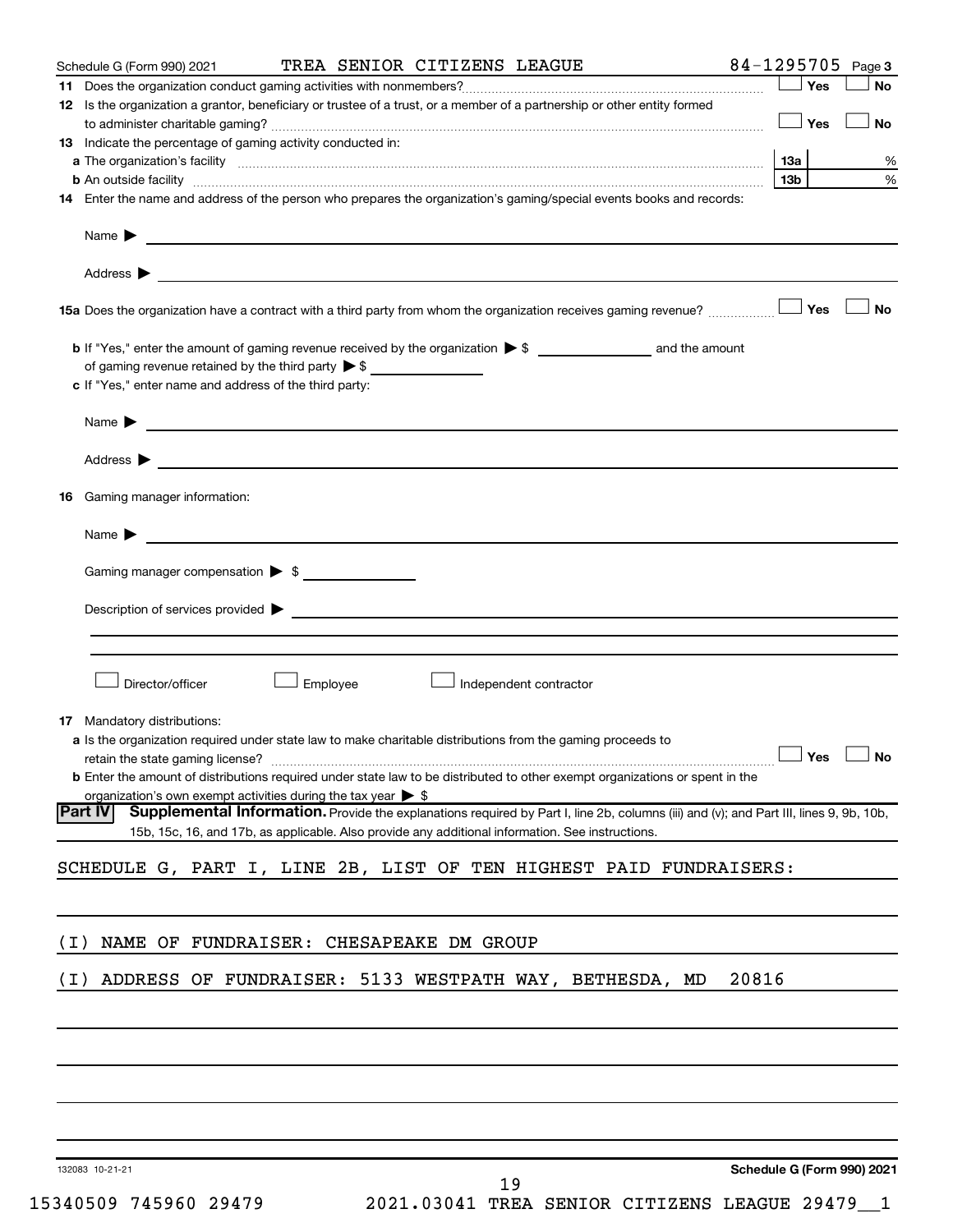Schedule G (Form 990) 2021 TREA SENIOR CITIZENS LEAGUE 84-1295705 Page 3

**11** Does the organization conduct gaming activities with nonmembers? ☐ Yes ☐ No

**12** Is the organization a grantor, beneficiary or trustee of a trust, or a member of a partnership or other entity formed to administer charitable gaming? ☐ Yes ☐ No

**13** Indicate the percentage of gaming activity conducted in:

**a** The organization's facility **13a** %

**b** An outside facility **13b** %

**14** Enter the name and address of the person who prepares the organization's gaming/special events books and records:

Name ▶

Address ▶

**15a** Does the organization have a contract with a third party from whom the organization receives gaming revenue? ☐ Yes ☐ No

**b** If "Yes," enter the amount of gaming revenue received by the organization ▶ $ ________ and the amount of gaming revenue retained by the third party ▶ $ ________

**c** If "Yes," enter name and address of the third party:

Name ▶

Address ▶

**16** Gaming manager information:

Name ▶

Gaming manager compensation ▶ $

Description of services provided ▶

☐ Director/officer ☐ Employee ☐ Independent contractor

**17** Mandatory distributions:

**a** Is the organization required under state law to make charitable distributions from the gaming proceeds to retain the state gaming license? ☐ Yes ☐ No

**b** Enter the amount of distributions required under state law to be distributed to other exempt organizations or spent in the organization's own exempt activities during the tax year ▶ $

## Part IV Supplemental Information.

Provide the explanations required by Part I, line 2b, columns (iii) and (v); and Part III, lines 9, 9b, 10b, 15b, 15c, 16, and 17b, as applicable. Also provide any additional information. See instructions.

SCHEDULE G, PART I, LINE 2B, LIST OF TEN HIGHEST PAID FUNDRAISERS:

(I) NAME OF FUNDRAISER: CHESAPEAKE DM GROUP

(I) ADDRESS OF FUNDRAISER: 5133 WESTPATH WAY, BETHESDA, MD 20816

132083 10-21-21

Schedule G (Form 990) 2021

15340509 745960 29479 2021.03041 TREA SENIOR CITIZENS LEAGUE 29479__1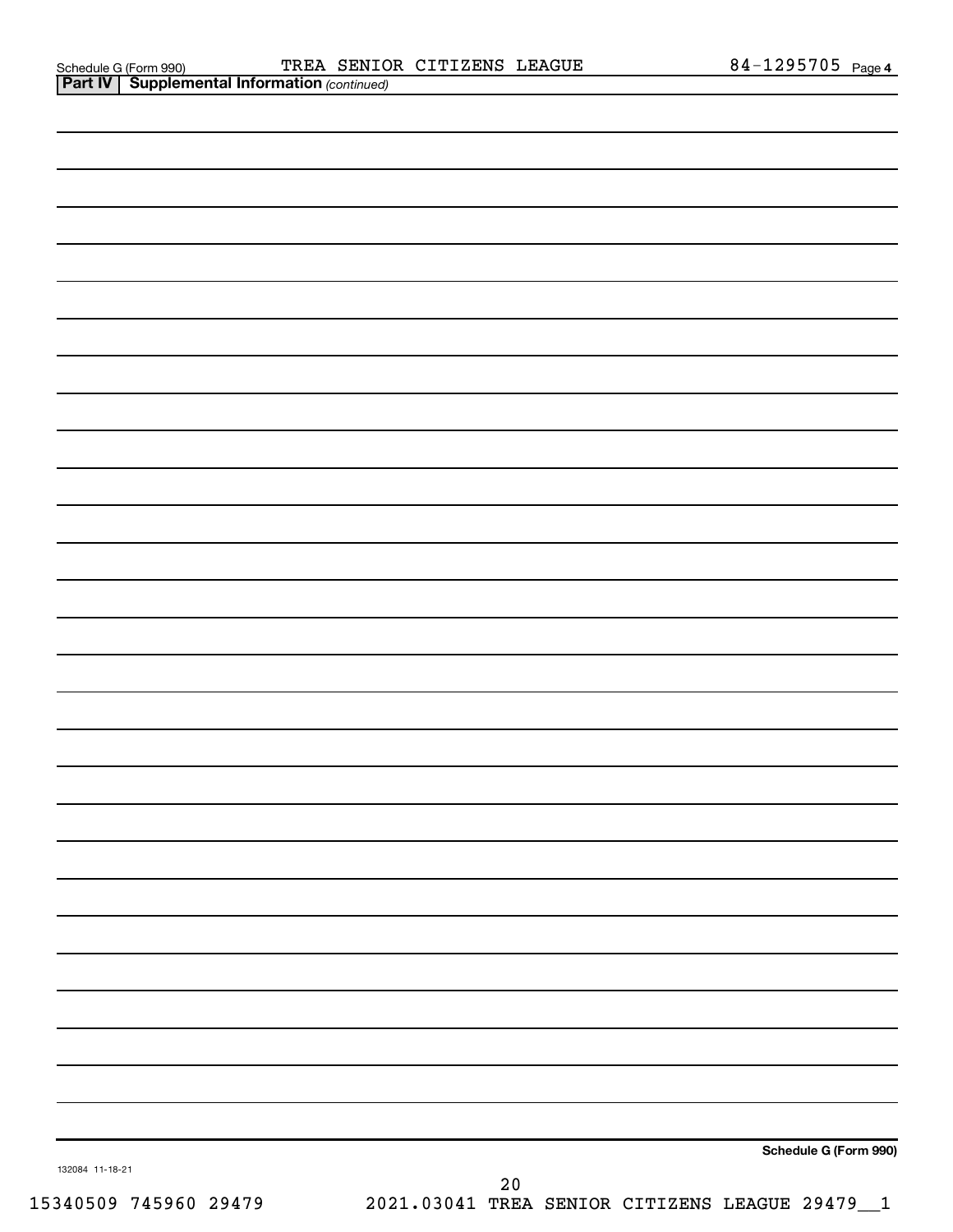Schedule G (Form 990) TREA SENIOR CITIZENS LEAGUE 84-1295705 Page 4

**Part IV | Supplemental Information** *(continued)*

**Schedule G (Form 990)**

132084 11-18-21

15340509 745960 29479 2021.03041 TREA SENIOR CITIZENS LEAGUE 29479__1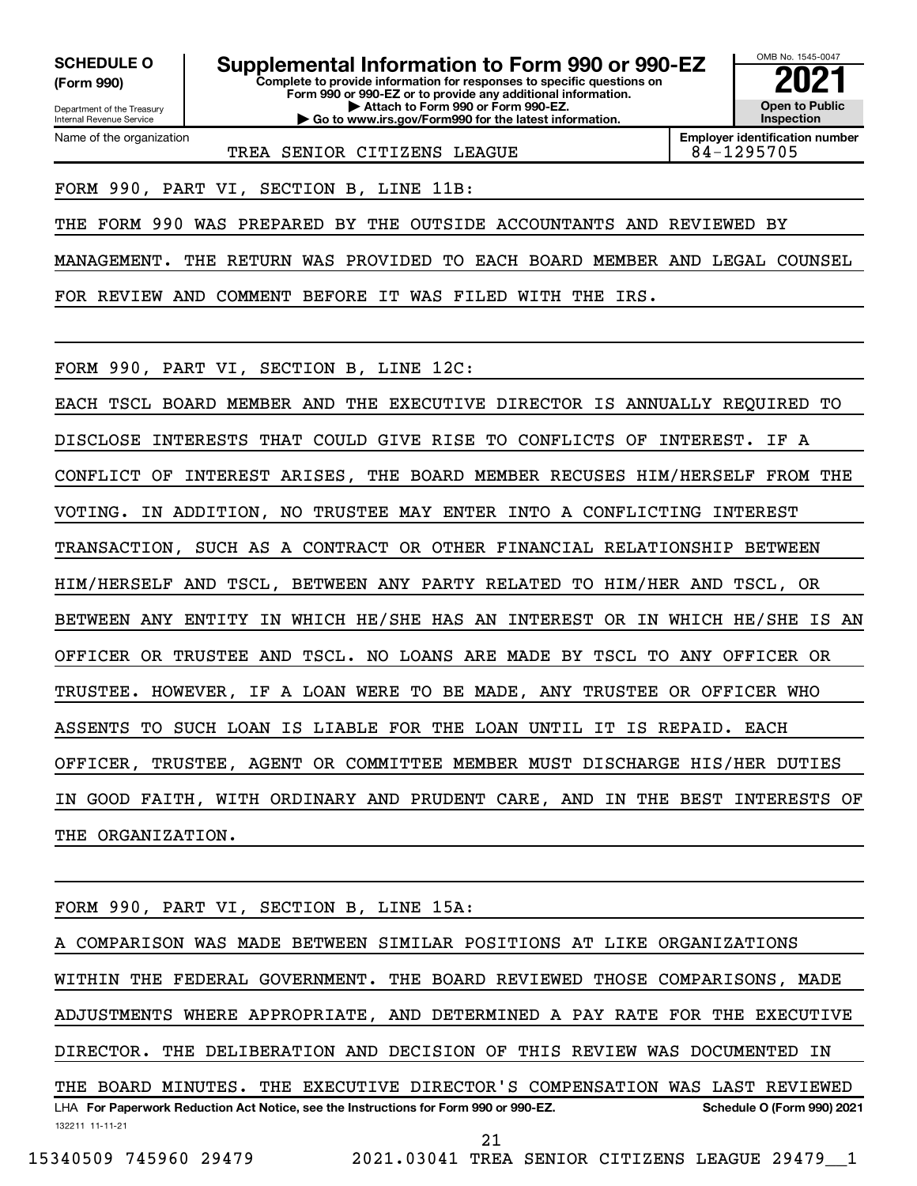**SCHEDULE O (Form 990)**

Department of the Treasury
Internal Revenue Service

# Supplemental Information to Form 990 or 990-EZ

**Complete to provide information for responses to specific questions on Form 990 or 990-EZ or to provide any additional information.**
**▶ Attach to Form 990 or Form 990-EZ.**
**▶ Go to www.irs.gov/Form990 for the latest information.**

OMB No. 1545-0047
**2021**
**Open to Public Inspection**

Name of the organization: TREA SENIOR CITIZENS LEAGUE
**Employer identification number:** 84-1295705

FORM 990, PART VI, SECTION B, LINE 11B:

THE FORM 990 WAS PREPARED BY THE OUTSIDE ACCOUNTANTS AND REVIEWED BY MANAGEMENT. THE RETURN WAS PROVIDED TO EACH BOARD MEMBER AND LEGAL COUNSEL FOR REVIEW AND COMMENT BEFORE IT WAS FILED WITH THE IRS.

FORM 990, PART VI, SECTION B, LINE 12C:

EACH TSCL BOARD MEMBER AND THE EXECUTIVE DIRECTOR IS ANNUALLY REQUIRED TO DISCLOSE INTERESTS THAT COULD GIVE RISE TO CONFLICTS OF INTEREST. IF A CONFLICT OF INTEREST ARISES, THE BOARD MEMBER RECUSES HIM/HERSELF FROM THE VOTING. IN ADDITION, NO TRUSTEE MAY ENTER INTO A CONFLICTING INTEREST TRANSACTION, SUCH AS A CONTRACT OR OTHER FINANCIAL RELATIONSHIP BETWEEN HIM/HERSELF AND TSCL, BETWEEN ANY PARTY RELATED TO HIM/HER AND TSCL, OR BETWEEN ANY ENTITY IN WHICH HE/SHE HAS AN INTEREST OR IN WHICH HE/SHE IS AN OFFICER OR TRUSTEE AND TSCL. NO LOANS ARE MADE BY TSCL TO ANY OFFICER OR TRUSTEE. HOWEVER, IF A LOAN WERE TO BE MADE, ANY TRUSTEE OR OFFICER WHO ASSENTS TO SUCH LOAN IS LIABLE FOR THE LOAN UNTIL IT IS REPAID. EACH OFFICER, TRUSTEE, AGENT OR COMMITTEE MEMBER MUST DISCHARGE HIS/HER DUTIES IN GOOD FAITH, WITH ORDINARY AND PRUDENT CARE, AND IN THE BEST INTERESTS OF THE ORGANIZATION.

FORM 990, PART VI, SECTION B, LINE 15A:

A COMPARISON WAS MADE BETWEEN SIMILAR POSITIONS AT LIKE ORGANIZATIONS WITHIN THE FEDERAL GOVERNMENT. THE BOARD REVIEWED THOSE COMPARISONS, MADE ADJUSTMENTS WHERE APPROPRIATE, AND DETERMINED A PAY RATE FOR THE EXECUTIVE DIRECTOR. THE DELIBERATION AND DECISION OF THIS REVIEW WAS DOCUMENTED IN THE BOARD MINUTES. THE EXECUTIVE DIRECTOR'S COMPENSATION WAS LAST REVIEWED

LHA **For Paperwork Reduction Act Notice, see the Instructions for Form 990 or 990-EZ.** **Schedule O (Form 990) 2021**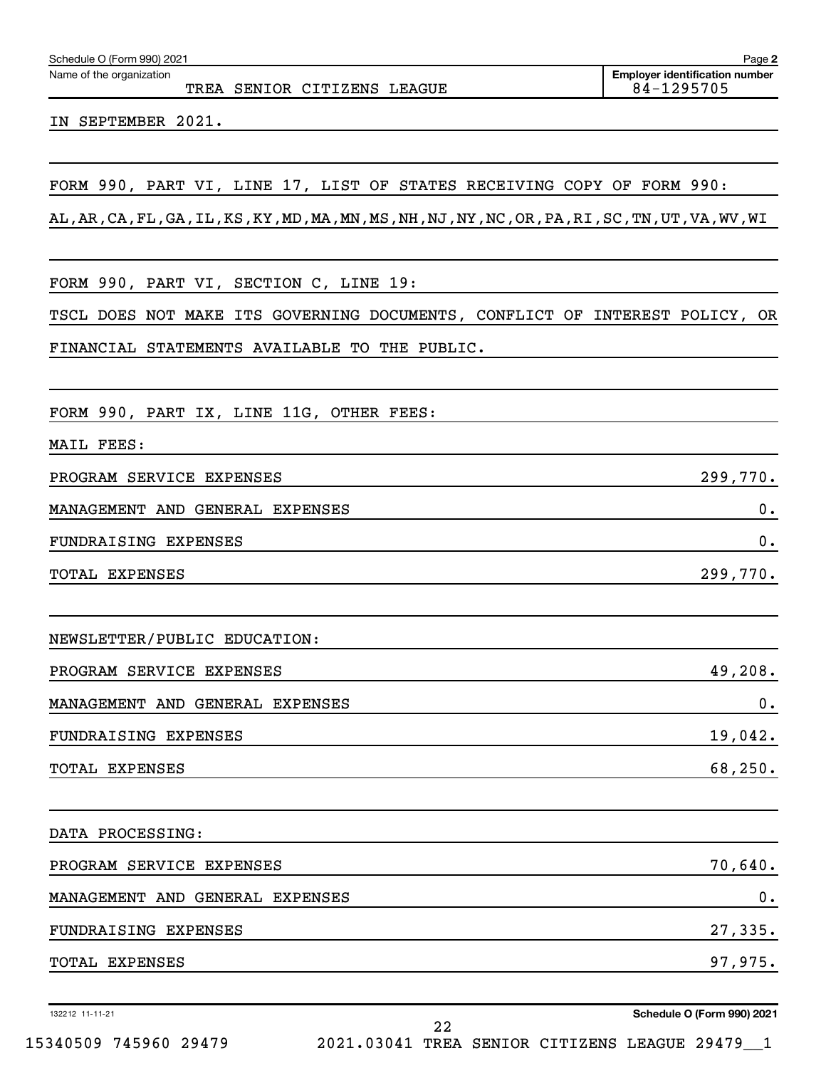Schedule O (Form 990) 2021

Name of the organization: TREA SENIOR CITIZENS LEAGUE

Employer identification number: 84-1295705

IN SEPTEMBER 2021.

FORM 990, PART VI, LINE 17, LIST OF STATES RECEIVING COPY OF FORM 990:

AL,AR,CA,FL,GA,IL,KS,KY,MD,MA,MN,MS,NH,NJ,NY,NC,OR,PA,RI,SC,TN,UT,VA,WV,WI

FORM 990, PART VI, SECTION C, LINE 19:

TSCL DOES NOT MAKE ITS GOVERNING DOCUMENTS, CONFLICT OF INTEREST POLICY, OR FINANCIAL STATEMENTS AVAILABLE TO THE PUBLIC.

FORM 990, PART IX, LINE 11G, OTHER FEES:

MAIL FEES:

| | |
|---|---|
| PROGRAM SERVICE EXPENSES | 299,770. |
| MANAGEMENT AND GENERAL EXPENSES | 0. |
| FUNDRAISING EXPENSES | 0. |
| TOTAL EXPENSES | 299,770. |

NEWSLETTER/PUBLIC EDUCATION:

| | |
|---|---|
| PROGRAM SERVICE EXPENSES | 49,208. |
| MANAGEMENT AND GENERAL EXPENSES | 0. |
| FUNDRAISING EXPENSES | 19,042. |
| TOTAL EXPENSES | 68,250. |

DATA PROCESSING:

| | |
|---|---|
| PROGRAM SERVICE EXPENSES | 70,640. |
| MANAGEMENT AND GENERAL EXPENSES | 0. |
| FUNDRAISING EXPENSES | 27,335. |
| TOTAL EXPENSES | 97,975. |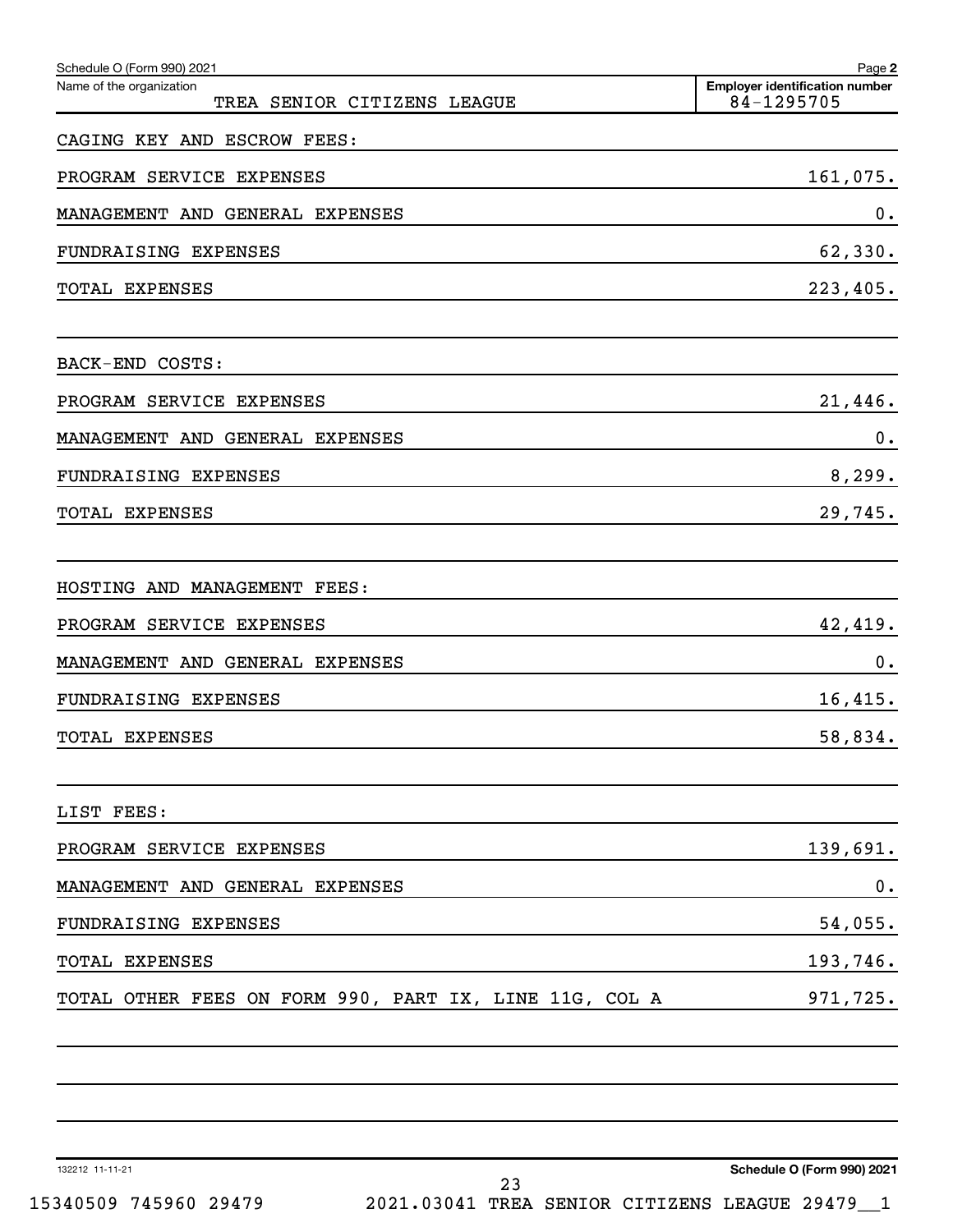Schedule O (Form 990) 2021 Page **2**

| Name of the organization | Employer identification number |
|---|---|
| TREA SENIOR CITIZENS LEAGUE | 84-1295705 |

| | |
|---|---|
| CAGING KEY AND ESCROW FEES: | |
| PROGRAM SERVICE EXPENSES | 161,075. |
| MANAGEMENT AND GENERAL EXPENSES | 0. |
| FUNDRAISING EXPENSES | 62,330. |
| TOTAL EXPENSES | 223,405. |
| | |
| BACK-END COSTS: | |
| PROGRAM SERVICE EXPENSES | 21,446. |
| MANAGEMENT AND GENERAL EXPENSES | 0. |
| FUNDRAISING EXPENSES | 8,299. |
| TOTAL EXPENSES | 29,745. |
| | |
| HOSTING AND MANAGEMENT FEES: | |
| PROGRAM SERVICE EXPENSES | 42,419. |
| MANAGEMENT AND GENERAL EXPENSES | 0. |
| FUNDRAISING EXPENSES | 16,415. |
| TOTAL EXPENSES | 58,834. |
| | |
| LIST FEES: | |
| PROGRAM SERVICE EXPENSES | 139,691. |
| MANAGEMENT AND GENERAL EXPENSES | 0. |
| FUNDRAISING EXPENSES | 54,055. |
| TOTAL EXPENSES | 193,746. |
| TOTAL OTHER FEES ON FORM 990, PART IX, LINE 11G, COL A | 971,725. |

132212 11-11-21 **Schedule O (Form 990) 2021**

15340509 745960 29479 2021.03041 TREA SENIOR CITIZENS LEAGUE 29479__1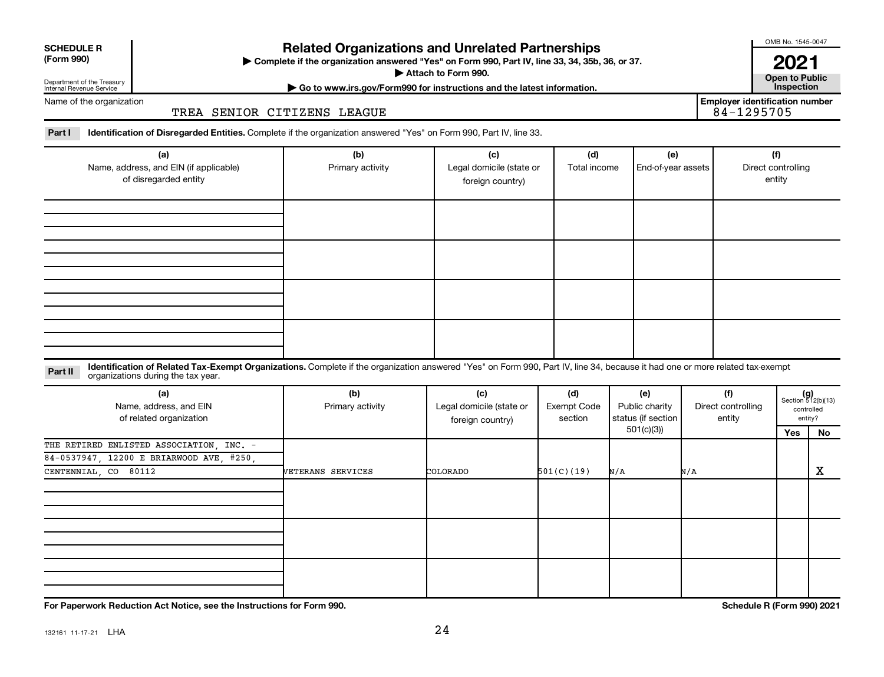**SCHEDULE R (Form 990)**

Department of the Treasury
Internal Revenue Service

# Related Organizations and Unrelated Partnerships

▶ Complete if the organization answered "Yes" on Form 990, Part IV, line 33, 34, 35b, 36, or 37.

▶ Attach to Form 990.

▶ Go to www.irs.gov/Form990 for instructions and the latest information.

OMB No. 1545-0047

**2021**

**Open to Public Inspection**

Name of the organization: TREA SENIOR CITIZENS LEAGUE

Employer identification number: 84-1295705

**Part I** **Identification of Disregarded Entities.** Complete if the organization answered "Yes" on Form 990, Part IV, line 33.

| (a) Name, address, and EIN (if applicable) of disregarded entity | (b) Primary activity | (c) Legal domicile (state or foreign country) | (d) Total income | (e) End-of-year assets | (f) Direct controlling entity |
|---|---|---|---|---|---|
| | | | | | |
| | | | | | |
| | | | | | |
| | | | | | |

**Part II** **Identification of Related Tax-Exempt Organizations.** Complete if the organization answered "Yes" on Form 990, Part IV, line 34, because it had one or more related tax-exempt organizations during the tax year.

| (a) Name, address, and EIN of related organization | (b) Primary activity | (c) Legal domicile (state or foreign country) | (d) Exempt Code section | (e) Public charity status (if section 501(c)(3)) | (f) Direct controlling entity | (g) Section 512(b)(13) controlled entity? Yes | No |
|---|---|---|---|---|---|---|---|
| THE RETIRED ENLISTED ASSOCIATION, INC. - 84-0537947, 12200 E BRIARWOOD AVE, #250, CENTENNIAL, CO 80112 | VETERANS SERVICES | COLORADO | 501(C)(19) | N/A | N/A | | X |
| | | | | | | | |
| | | | | | | | |
| | | | | | | | |

**For Paperwork Reduction Act Notice, see the Instructions for Form 990.**

**Schedule R (Form 990) 2021**

132161 11-17-21 LHA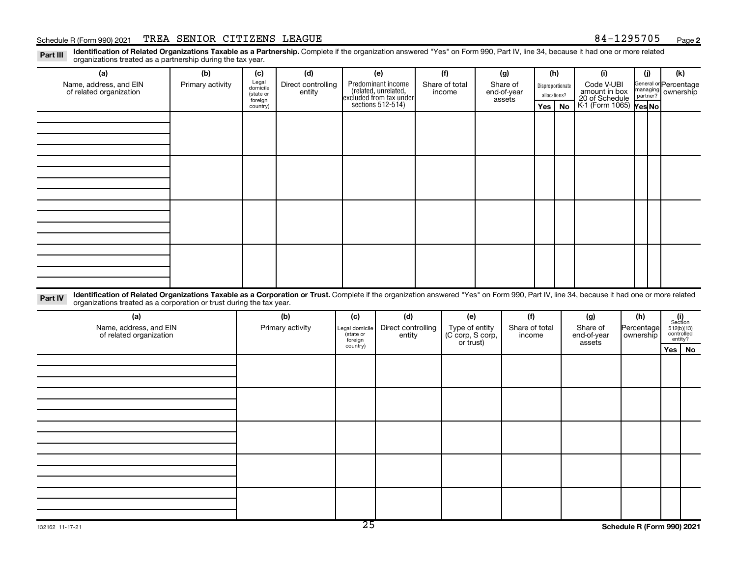Schedule R (Form 990) 2021 TREA SENIOR CITIZENS LEAGUE 84-1295705 Page **2**

**Part III** **Identification of Related Organizations Taxable as a Partnership.** Complete if the organization answered "Yes" on Form 990, Part IV, line 34, because it had one or more related organizations treated as a partnership during the tax year.

| (a) Name, address, and EIN of related organization | (b) Primary activity | (c) Legal domicile (state or foreign country) | (d) Direct controlling entity | (e) Predominant income (related, unrelated, excluded from tax under sections 512-514) | (f) Share of total income | (g) Share of end-of-year assets | (h) Disproportionate allocations? Yes | No | (i) Code V-UBI amount in box 20 of Schedule K-1 (Form 1065) | (j) General or managing partner? Yes | No | (k) Percentage ownership |
|---|---|---|---|---|---|---|---|---|---|---|---|---|
| | | | | | | | | | | | | |
| | | | | | | | | | | | | |
| | | | | | | | | | | | | |
| | | | | | | | | | | | | |

**Part IV** **Identification of Related Organizations Taxable as a Corporation or Trust.** Complete if the organization answered "Yes" on Form 990, Part IV, line 34, because it had one or more related organizations treated as a corporation or trust during the tax year.

| (a) Name, address, and EIN of related organization | (b) Primary activity | (c) Legal domicile (state or foreign country) | (d) Direct controlling entity | (e) Type of entity (C corp, S corp, or trust) | (f) Share of total income | (g) Share of end-of-year assets | (h) Percentage ownership | (i) Section 512(b)(13) controlled entity? Yes | No |
|---|---|---|---|---|---|---|---|---|---|
| | | | | | | | | | |
| | | | | | | | | | |
| | | | | | | | | | |
| | | | | | | | | | |
| | | | | | | | | | |

132162 11-17-21 **Schedule R (Form 990) 2021**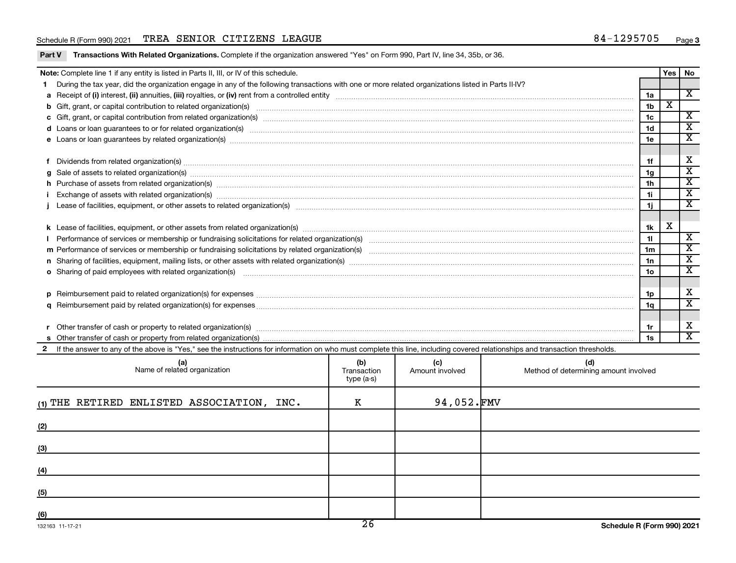Schedule R (Form 990) 2021 TREA SENIOR CITIZENS LEAGUE 84-1295705 Page 3

**Part V Transactions With Related Organizations.** Complete if the organization answered "Yes" on Form 990, Part IV, line 34, 35b, or 36.

| **Note:** Complete line 1 if any entity is listed in Parts II, III, or IV of this schedule. | | Yes | No |
|---|---|---|---|
| **1** During the tax year, did the organization engage in any of the following transactions with one or more related organizations listed in Parts II-IV? | | | |
| **a** Receipt of **(i)** interest, **(ii)** annuities, **(iii)** royalties, or **(iv)** rent from a controlled entity | 1a | | X |
| **b** Gift, grant, or capital contribution to related organization(s) | 1b | X | |
| **c** Gift, grant, or capital contribution from related organization(s) | 1c | | X |
| **d** Loans or loan guarantees to or for related organization(s) | 1d | | X |
| **e** Loans or loan guarantees by related organization(s) | 1e | | X |
| **f** Dividends from related organization(s) | 1f | | X |
| **g** Sale of assets to related organization(s) | 1g | | X |
| **h** Purchase of assets from related organization(s) | 1h | | X |
| **i** Exchange of assets with related organization(s) | 1i | | X |
| **j** Lease of facilities, equipment, or other assets to related organization(s) | 1j | | X |
| **k** Lease of facilities, equipment, or other assets from related organization(s) | 1k | X | |
| **l** Performance of services or membership or fundraising solicitations for related organization(s) | 1l | | X |
| **m** Performance of services or membership or fundraising solicitations by related organization(s) | 1m | | X |
| **n** Sharing of facilities, equipment, mailing lists, or other assets with related organization(s) | 1n | | X |
| **o** Sharing of paid employees with related organization(s) | 1o | | X |
| **p** Reimbursement paid to related organization(s) for expenses | 1p | | X |
| **q** Reimbursement paid by related organization(s) for expenses | 1q | | X |
| **r** Other transfer of cash or property to related organization(s) | 1r | | X |
| **s** Other transfer of cash or property from related organization(s) | 1s | | X |

**2** If the answer to any of the above is "Yes," see the instructions for information on who must complete this line, including covered relationships and transaction thresholds.

| (a) Name of related organization | (b) Transaction type (a-s) | (c) Amount involved | (d) Method of determining amount involved |
|---|---|---|---|
| (1) THE RETIRED ENLISTED ASSOCIATION, INC. | K | 94,052. | FMV |
| (2) | | | |
| (3) | | | |
| (4) | | | |
| (5) | | | |
| (6) | | | |

132163 11-17-21 Schedule R (Form 990) 2021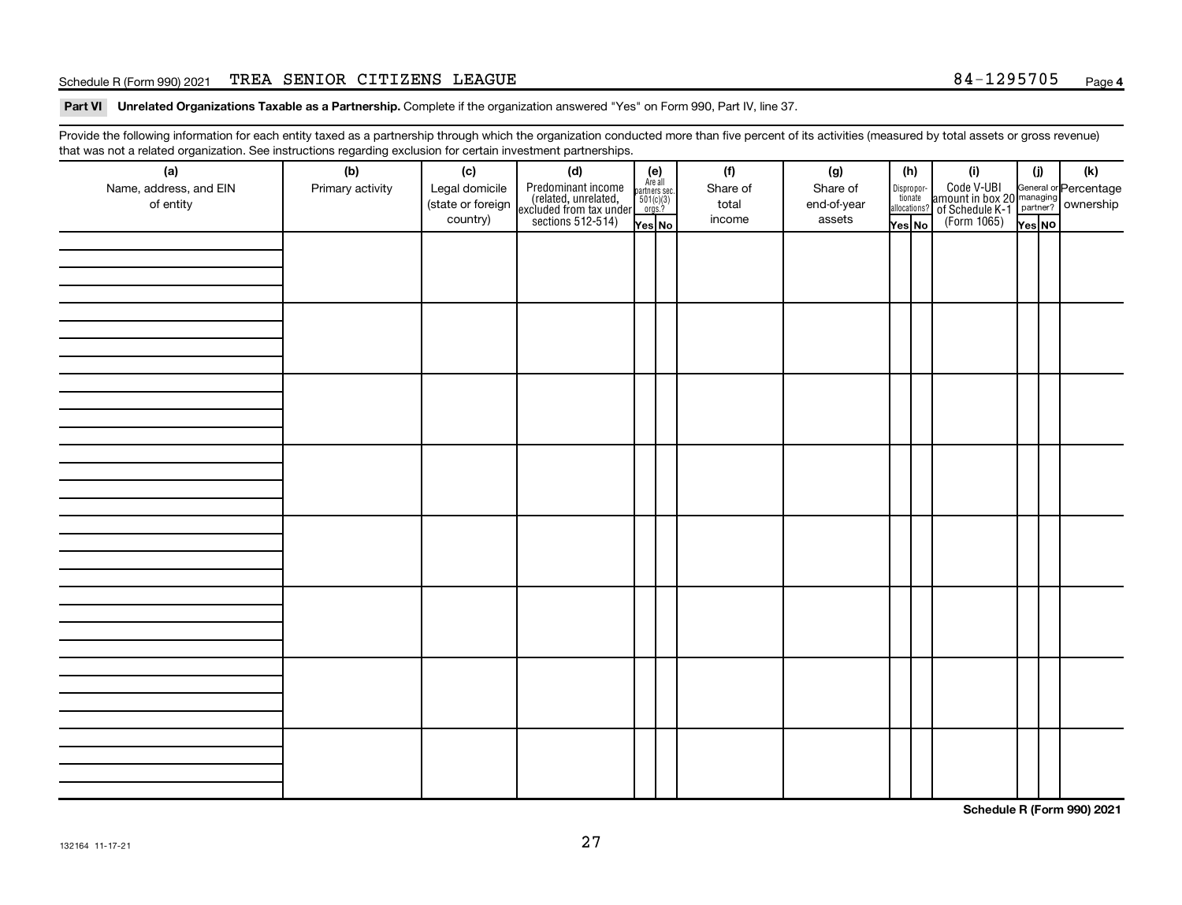Schedule R (Form 990) 2021 TREA SENIOR CITIZENS LEAGUE 84-1295705 Page 4

**Part VI Unrelated Organizations Taxable as a Partnership.** Complete if the organization answered "Yes" on Form 990, Part IV, line 37.

Provide the following information for each entity taxed as a partnership through which the organization conducted more than five percent of its activities (measured by total assets or gross revenue) that was not a related organization. See instructions regarding exclusion for certain investment partnerships.

| (a) Name, address, and EIN of entity | (b) Primary activity | (c) Legal domicile (state or foreign country) | (d) Predominant income (related, unrelated, excluded from tax under sections 512-514) | (e) Are all partners sec. 501(c)(3) orgs.? Yes | (e) No | (f) Share of total income | (g) Share of end-of-year assets | (h) Disproportionate allocations? Yes | (h) No | (i) Code V-UBI amount in box 20 of Schedule K-1 (Form 1065) | (j) General or managing partner? Yes | (j) No | (k) Percentage ownership |
|---|---|---|---|---|---|---|---|---|---|---|---|---|---|
| | | | | | | | | | | | | | |
| | | | | | | | | | | | | | |
| | | | | | | | | | | | | | |
| | | | | | | | | | | | | | |
| | | | | | | | | | | | | | |
| | | | | | | | | | | | | | |
| | | | | | | | | | | | | | |
| | | | | | | | | | | | | | |

**Schedule R (Form 990) 2021**

132164 11-17-21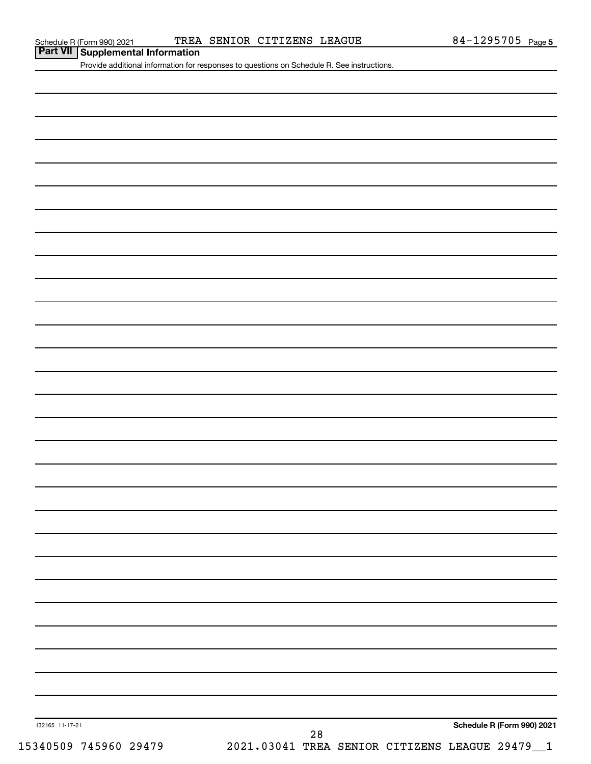Schedule R (Form 990) 2021 TREA SENIOR CITIZENS LEAGUE 84-1295705 Page 5

## Part VII Supplemental Information

Provide additional information for responses to questions on Schedule R. See instructions.

132165 11-17-21

**Schedule R (Form 990) 2021**

15340509 745960 29479 2021.03041 TREA SENIOR CITIZENS LEAGUE 29479__1